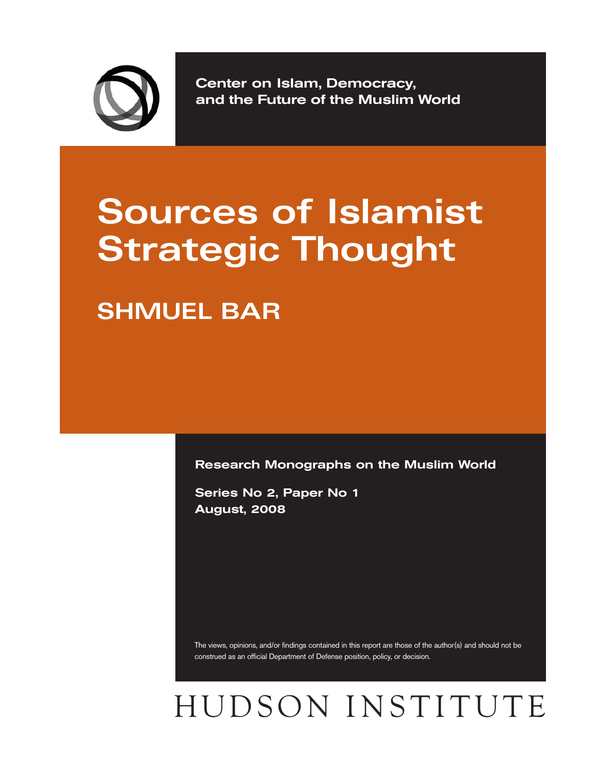Center on Islam, Democracy, and the Future of the Muslim World

# Sources of Islamist Strategic Thought

## SHMUEL BAR

**Research Monographs on the Muslim World**

**Series No 2, Paper No 1**
**August, 2008**

The views, opinions, and/or findings contained in this report are those of the author(s) and should not be construed as an official Department of Defense position, policy, or decision.

HUDSON INSTITUTE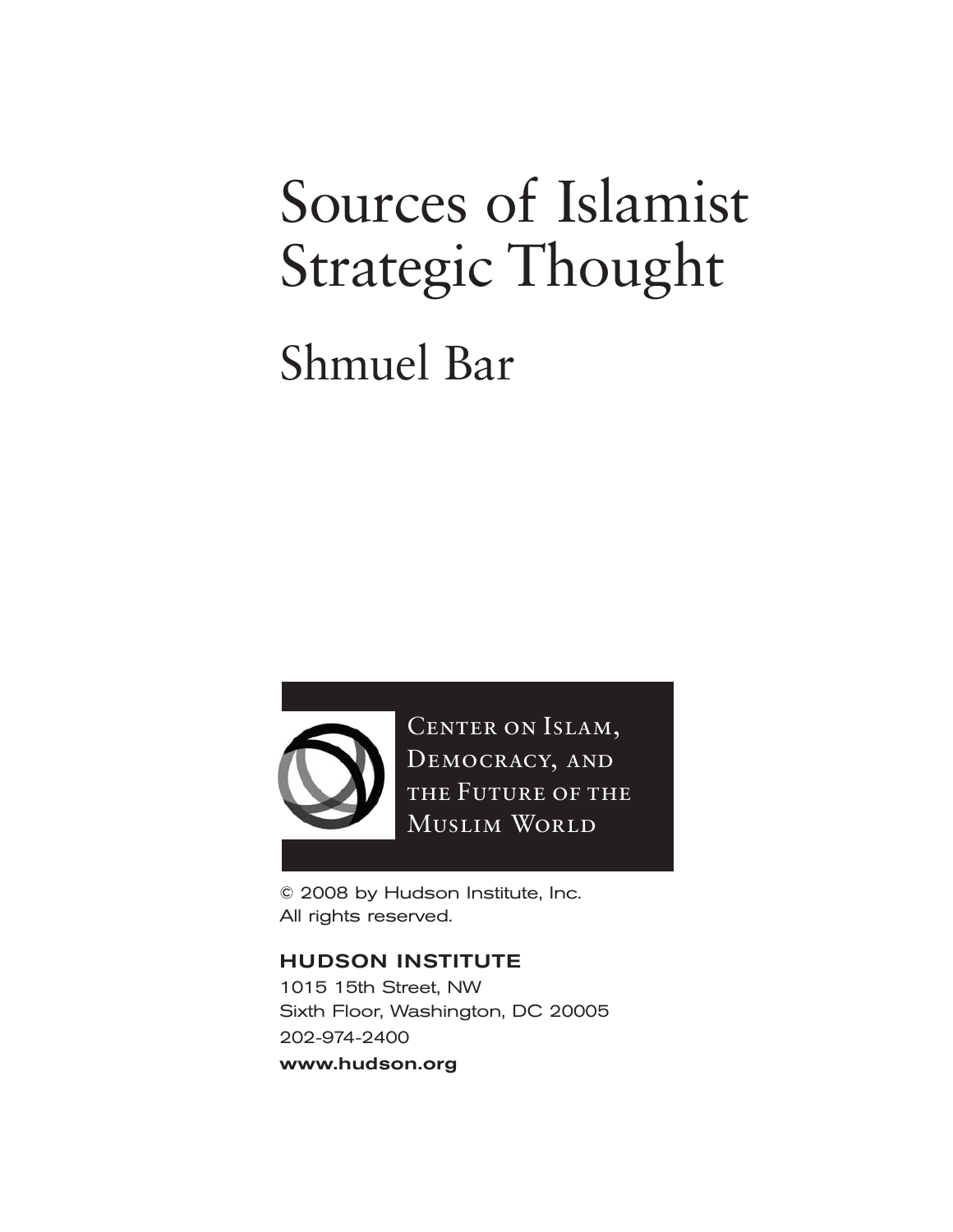# Sources of Islamist Strategic Thought

## Shmuel Bar

CENTER ON ISLAM, DEMOCRACY, AND THE FUTURE OF THE MUSLIM WORLD

© 2008 by Hudson Institute, Inc.
All rights reserved.

**HUDSON INSTITUTE**
1015 15th Street, NW
Sixth Floor, Washington, DC 20005
202-974-2400
**www.hudson.org**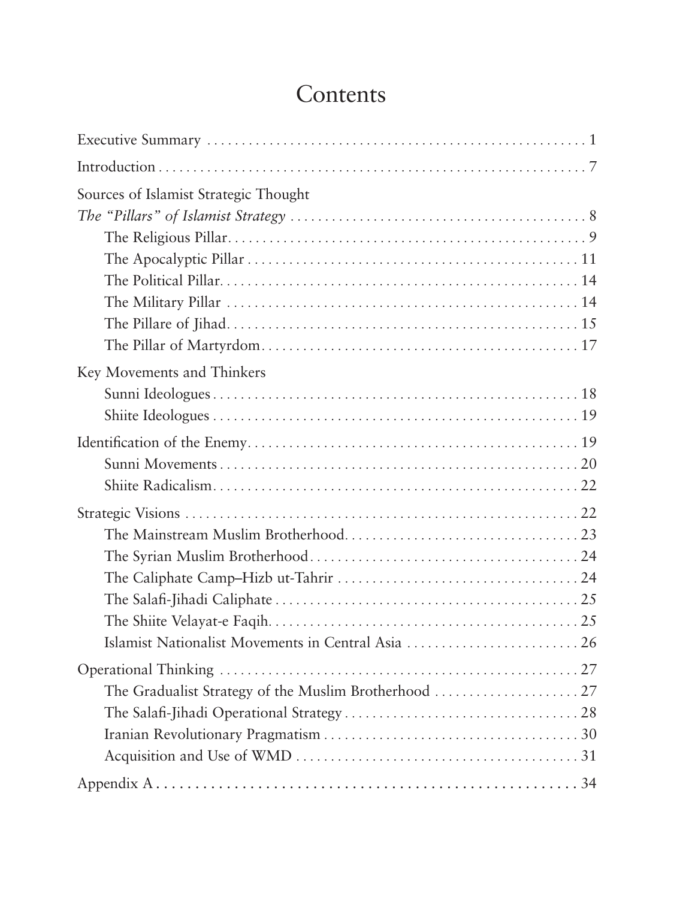# Contents

Executive Summary . . . . . . . . . . . . . . . . . . . . . . . . . . . . . . . . . . . . . . . . . . . . . . . . . . . . . . . 1

Introduction . . . . . . . . . . . . . . . . . . . . . . . . . . . . . . . . . . . . . . . . . . . . . . . . . . . . . . . . . . . . . . 7

Sources of Islamist Strategic Thought

*The "Pillars" of Islamist Strategy* . . . . . . . . . . . . . . . . . . . . . . . . . . . . . . . . . . . . . . . . . . . . 8

- The Religious Pillar . . . . . . . . . . . . . . . . . . . . . . . . . . . . . . . . . . . . . . . . . . . . . . . . . . . . 9
- The Apocalyptic Pillar . . . . . . . . . . . . . . . . . . . . . . . . . . . . . . . . . . . . . . . . . . . . . . . . . 11
- The Political Pillar . . . . . . . . . . . . . . . . . . . . . . . . . . . . . . . . . . . . . . . . . . . . . . . . . . . . 14
- The Military Pillar . . . . . . . . . . . . . . . . . . . . . . . . . . . . . . . . . . . . . . . . . . . . . . . . . . . . 14
- The Pillare of Jihad . . . . . . . . . . . . . . . . . . . . . . . . . . . . . . . . . . . . . . . . . . . . . . . . . . . 15
- The Pillar of Martyrdom . . . . . . . . . . . . . . . . . . . . . . . . . . . . . . . . . . . . . . . . . . . . . . . 17

Key Movements and Thinkers

- Sunni Ideologues . . . . . . . . . . . . . . . . . . . . . . . . . . . . . . . . . . . . . . . . . . . . . . . . . . . . . 18
- Shiite Ideologues . . . . . . . . . . . . . . . . . . . . . . . . . . . . . . . . . . . . . . . . . . . . . . . . . . . . . 19

Identification of the Enemy . . . . . . . . . . . . . . . . . . . . . . . . . . . . . . . . . . . . . . . . . . . . . . . . . 19

- Sunni Movements . . . . . . . . . . . . . . . . . . . . . . . . . . . . . . . . . . . . . . . . . . . . . . . . . . . . . 20
- Shiite Radicalism . . . . . . . . . . . . . . . . . . . . . . . . . . . . . . . . . . . . . . . . . . . . . . . . . . . . . . 22

Strategic Visions . . . . . . . . . . . . . . . . . . . . . . . . . . . . . . . . . . . . . . . . . . . . . . . . . . . . . . . . . . 22

- The Mainstream Muslim Brotherhood . . . . . . . . . . . . . . . . . . . . . . . . . . . . . . . . . . . . 23
- The Syrian Muslim Brotherhood . . . . . . . . . . . . . . . . . . . . . . . . . . . . . . . . . . . . . . . . . 24
- The Caliphate Camp–Hizb ut-Tahrir . . . . . . . . . . . . . . . . . . . . . . . . . . . . . . . . . . . . . 24
- The Salafi-Jihadi Caliphate . . . . . . . . . . . . . . . . . . . . . . . . . . . . . . . . . . . . . . . . . . . . . 25
- The Shiite Velayat-e Faqih . . . . . . . . . . . . . . . . . . . . . . . . . . . . . . . . . . . . . . . . . . . . . . 25
- Islamist Nationalist Movements in Central Asia . . . . . . . . . . . . . . . . . . . . . . . . . . 26

Operational Thinking . . . . . . . . . . . . . . . . . . . . . . . . . . . . . . . . . . . . . . . . . . . . . . . . . . . . . . 27

- The Gradualist Strategy of the Muslim Brotherhood . . . . . . . . . . . . . . . . . . . . . . 27
- The Salafi-Jihadi Operational Strategy . . . . . . . . . . . . . . . . . . . . . . . . . . . . . . . . . . . 28
- Iranian Revolutionary Pragmatism . . . . . . . . . . . . . . . . . . . . . . . . . . . . . . . . . . . . . . 30
- Acquisition and Use of WMD . . . . . . . . . . . . . . . . . . . . . . . . . . . . . . . . . . . . . . . . . . 31

Appendix A . . . . . . . . . . . . . . . . . . . . . . . . . . . . . . . . . . . . . . . . . . . . . . . . . . . . . . . . . . . . . . 34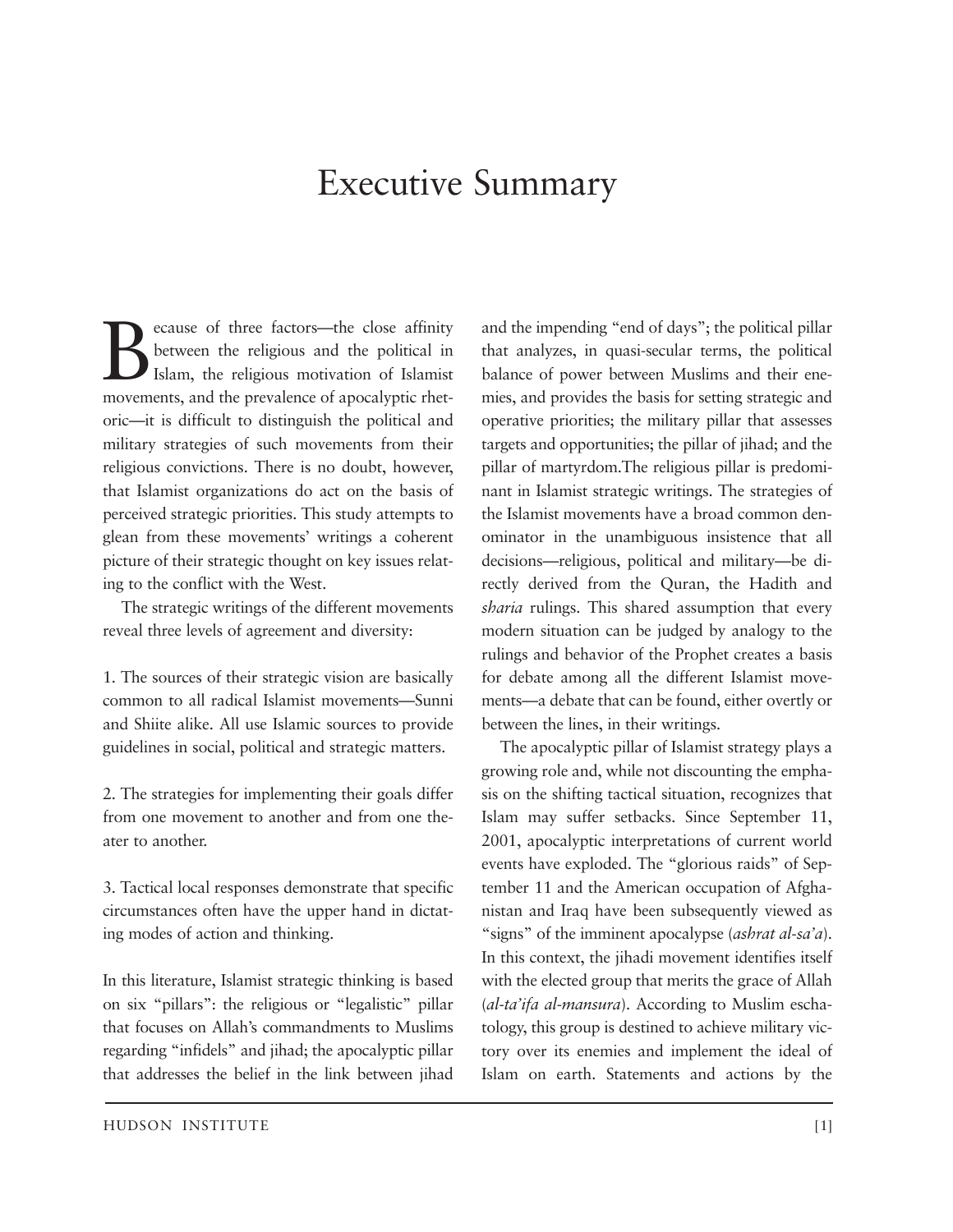# Executive Summary

Because of three factors—the close affinity between the religious and the political in Islam, the religious motivation of Islamist movements, and the prevalence of apocalyptic rhetoric—it is difficult to distinguish the political and military strategies of such movements from their religious convictions. There is no doubt, however, that Islamist organizations do act on the basis of perceived strategic priorities. This study attempts to glean from these movements' writings a coherent picture of their strategic thought on key issues relating to the conflict with the West.

The strategic writings of the different movements reveal three levels of agreement and diversity:

1. The sources of their strategic vision are basically common to all radical Islamist movements—Sunni and Shiite alike. All use Islamic sources to provide guidelines in social, political and strategic matters.

2. The strategies for implementing their goals differ from one movement to another and from one theater to another.

3. Tactical local responses demonstrate that specific circumstances often have the upper hand in dictating modes of action and thinking.

In this literature, Islamist strategic thinking is based on six "pillars": the religious or "legalistic" pillar that focuses on Allah's commandments to Muslims regarding "infidels" and jihad; the apocalyptic pillar that addresses the belief in the link between jihad and the impending "end of days"; the political pillar that analyzes, in quasi-secular terms, the political balance of power between Muslims and their enemies, and provides the basis for setting strategic and operative priorities; the military pillar that assesses targets and opportunities; the pillar of jihad; and the pillar of martyrdom.The religious pillar is predominant in Islamist strategic writings. The strategies of the Islamist movements have a broad common denominator in the unambiguous insistence that all decisions—religious, political and military—be directly derived from the Quran, the Hadith and *sharia* rulings. This shared assumption that every modern situation can be judged by analogy to the rulings and behavior of the Prophet creates a basis for debate among all the different Islamist movements—a debate that can be found, either overtly or between the lines, in their writings.

The apocalyptic pillar of Islamist strategy plays a growing role and, while not discounting the emphasis on the shifting tactical situation, recognizes that Islam may suffer setbacks. Since September 11, 2001, apocalyptic interpretations of current world events have exploded. The "glorious raids" of September 11 and the American occupation of Afghanistan and Iraq have been subsequently viewed as "signs" of the imminent apocalypse (*ashrat al-sa'a*). In this context, the jihadi movement identifies itself with the elected group that merits the grace of Allah (*al-ta'ifa al-mansura*). According to Muslim eschatology, this group is destined to achieve military victory over its enemies and implement the ideal of Islam on earth. Statements and actions by the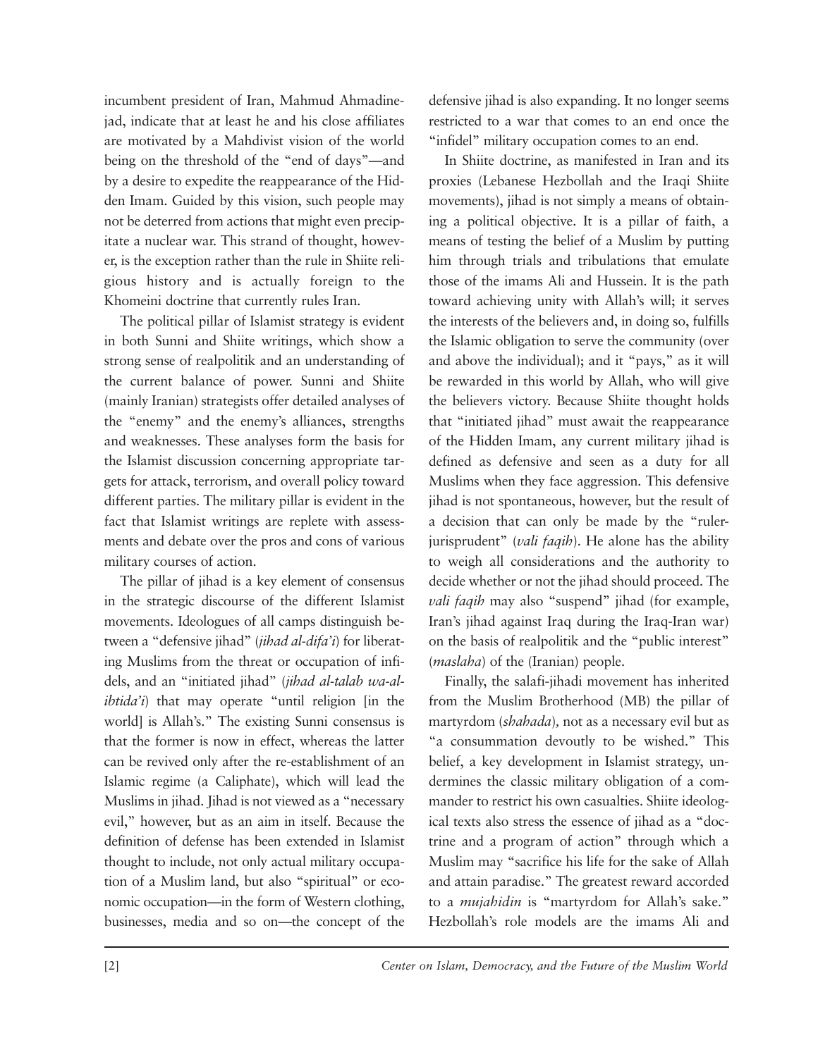incumbent president of Iran, Mahmud Ahmadinejad, indicate that at least he and his close affiliates are motivated by a Mahdivist vision of the world being on the threshold of the "end of days"—and by a desire to expedite the reappearance of the Hidden Imam. Guided by this vision, such people may not be deterred from actions that might even precipitate a nuclear war. This strand of thought, however, is the exception rather than the rule in Shiite religious history and is actually foreign to the Khomeini doctrine that currently rules Iran.

The political pillar of Islamist strategy is evident in both Sunni and Shiite writings, which show a strong sense of realpolitik and an understanding of the current balance of power. Sunni and Shiite (mainly Iranian) strategists offer detailed analyses of the "enemy" and the enemy's alliances, strengths and weaknesses. These analyses form the basis for the Islamist discussion concerning appropriate targets for attack, terrorism, and overall policy toward different parties. The military pillar is evident in the fact that Islamist writings are replete with assessments and debate over the pros and cons of various military courses of action.

The pillar of jihad is a key element of consensus in the strategic discourse of the different Islamist movements. Ideologues of all camps distinguish between a "defensive jihad" (*jihad al-difa'i*) for liberating Muslims from the threat or occupation of infidels, and an "initiated jihad" (*jihad al-talab wa-al-ibtida'i*) that may operate "until religion [in the world] is Allah's." The existing Sunni consensus is that the former is now in effect, whereas the latter can be revived only after the re-establishment of an Islamic regime (a Caliphate), which will lead the Muslims in jihad. Jihad is not viewed as a "necessary evil," however, but as an aim in itself. Because the definition of defense has been extended in Islamist thought to include, not only actual military occupation of a Muslim land, but also "spiritual" or economic occupation—in the form of Western clothing, businesses, media and so on—the concept of the defensive jihad is also expanding. It no longer seems restricted to a war that comes to an end once the "infidel" military occupation comes to an end.

In Shiite doctrine, as manifested in Iran and its proxies (Lebanese Hezbollah and the Iraqi Shiite movements), jihad is not simply a means of obtaining a political objective. It is a pillar of faith, a means of testing the belief of a Muslim by putting him through trials and tribulations that emulate those of the imams Ali and Hussein. It is the path toward achieving unity with Allah's will; it serves the interests of the believers and, in doing so, fulfills the Islamic obligation to serve the community (over and above the individual); and it "pays," as it will be rewarded in this world by Allah, who will give the believers victory. Because Shiite thought holds that "initiated jihad" must await the reappearance of the Hidden Imam, any current military jihad is defined as defensive and seen as a duty for all Muslims when they face aggression. This defensive jihad is not spontaneous, however, but the result of a decision that can only be made by the "ruler-jurisprudent" (*vali faqih*). He alone has the ability to weigh all considerations and the authority to decide whether or not the jihad should proceed. The *vali faqih* may also "suspend" jihad (for example, Iran's jihad against Iraq during the Iraq-Iran war) on the basis of realpolitik and the "public interest" (*maslaha*) of the (Iranian) people.

Finally, the salafi-jihadi movement has inherited from the Muslim Brotherhood (MB) the pillar of martyrdom (*shahada*), not as a necessary evil but as "a consummation devoutly to be wished." This belief, a key development in Islamist strategy, undermines the classic military obligation of a commander to restrict his own casualties. Shiite ideological texts also stress the essence of jihad as a "doctrine and a program of action" through which a Muslim may "sacrifice his life for the sake of Allah and attain paradise." The greatest reward accorded to a *mujahidin* is "martyrdom for Allah's sake." Hezbollah's role models are the imams Ali and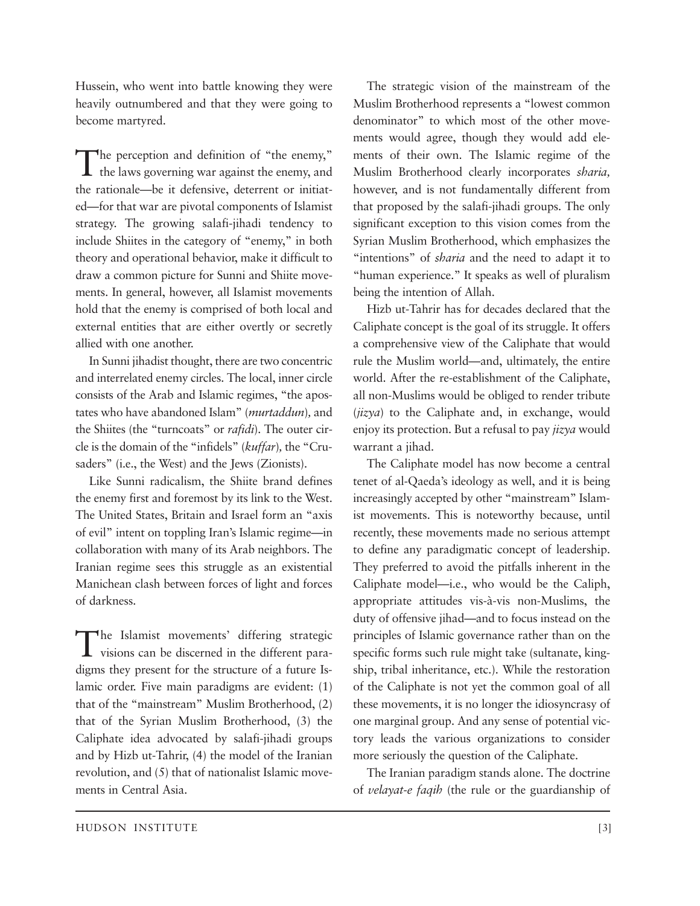Hussein, who went into battle knowing they were heavily outnumbered and that they were going to become martyred.

The perception and definition of "the enemy," the laws governing war against the enemy, and the rationale—be it defensive, deterrent or initiated—for that war are pivotal components of Islamist strategy. The growing salafi-jihadi tendency to include Shiites in the category of "enemy," in both theory and operational behavior, make it difficult to draw a common picture for Sunni and Shiite movements. In general, however, all Islamist movements hold that the enemy is comprised of both local and external entities that are either overtly or secretly allied with one another.

In Sunni jihadist thought, there are two concentric and interrelated enemy circles. The local, inner circle consists of the Arab and Islamic regimes, "the apostates who have abandoned Islam" (*murtaddun*), and the Shiites (the "turncoats" or *rafidi*). The outer circle is the domain of the "infidels" (*kuffar*), the "Crusaders" (i.e., the West) and the Jews (Zionists).

Like Sunni radicalism, the Shiite brand defines the enemy first and foremost by its link to the West. The United States, Britain and Israel form an "axis of evil" intent on toppling Iran's Islamic regime—in collaboration with many of its Arab neighbors. The Iranian regime sees this struggle as an existential Manichean clash between forces of light and forces of darkness.

The Islamist movements' differing strategic visions can be discerned in the different paradigms they present for the structure of a future Islamic order. Five main paradigms are evident: (1) that of the "mainstream" Muslim Brotherhood, (2) that of the Syrian Muslim Brotherhood, (3) the Caliphate idea advocated by salafi-jihadi groups and by Hizb ut-Tahrir, (4) the model of the Iranian revolution, and (5) that of nationalist Islamic movements in Central Asia.

The strategic vision of the mainstream of the Muslim Brotherhood represents a "lowest common denominator" to which most of the other movements would agree, though they would add elements of their own. The Islamic regime of the Muslim Brotherhood clearly incorporates *sharia,* however, and is not fundamentally different from that proposed by the salafi-jihadi groups. The only significant exception to this vision comes from the Syrian Muslim Brotherhood, which emphasizes the "intentions" of *sharia* and the need to adapt it to "human experience." It speaks as well of pluralism being the intention of Allah.

Hizb ut-Tahrir has for decades declared that the Caliphate concept is the goal of its struggle. It offers a comprehensive view of the Caliphate that would rule the Muslim world—and, ultimately, the entire world. After the re-establishment of the Caliphate, all non-Muslims would be obliged to render tribute (*jizya*) to the Caliphate and, in exchange, would enjoy its protection. But a refusal to pay *jizya* would warrant a jihad.

The Caliphate model has now become a central tenet of al-Qaeda's ideology as well, and it is being increasingly accepted by other "mainstream" Islamist movements. This is noteworthy because, until recently, these movements made no serious attempt to define any paradigmatic concept of leadership. They preferred to avoid the pitfalls inherent in the Caliphate model—i.e., who would be the Caliph, appropriate attitudes vis-à-vis non-Muslims, the duty of offensive jihad—and to focus instead on the principles of Islamic governance rather than on the specific forms such rule might take (sultanate, kingship, tribal inheritance, etc.). While the restoration of the Caliphate is not yet the common goal of all these movements, it is no longer the idiosyncrasy of one marginal group. And any sense of potential victory leads the various organizations to consider more seriously the question of the Caliphate.

The Iranian paradigm stands alone. The doctrine of *velayat-e faqih* (the rule or the guardianship of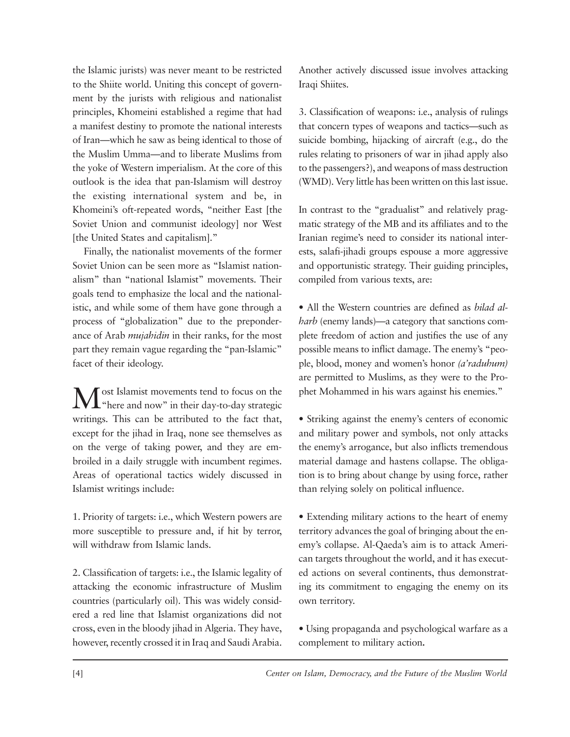the Islamic jurists) was never meant to be restricted to the Shiite world. Uniting this concept of government by the jurists with religious and nationalist principles, Khomeini established a regime that had a manifest destiny to promote the national interests of Iran—which he saw as being identical to those of the Muslim Umma—and to liberate Muslims from the yoke of Western imperialism. At the core of this outlook is the idea that pan-Islamism will destroy the existing international system and be, in Khomeini's oft-repeated words, "neither East [the Soviet Union and communist ideology] nor West [the United States and capitalism]."

Finally, the nationalist movements of the former Soviet Union can be seen more as "Islamist nationalism" than "national Islamist" movements. Their goals tend to emphasize the local and the nationalistic, and while some of them have gone through a process of "globalization" due to the preponderance of Arab *mujahidin* in their ranks, for the most part they remain vague regarding the "pan-Islamic" facet of their ideology.

Most Islamist movements tend to focus on the "here and now" in their day-to-day strategic writings. This can be attributed to the fact that, except for the jihad in Iraq, none see themselves as on the verge of taking power, and they are embroiled in a daily struggle with incumbent regimes. Areas of operational tactics widely discussed in Islamist writings include:

1. Priority of targets: i.e., which Western powers are more susceptible to pressure and, if hit by terror, will withdraw from Islamic lands.

2. Classification of targets: i.e., the Islamic legality of attacking the economic infrastructure of Muslim countries (particularly oil). This was widely considered a red line that Islamist organizations did not cross, even in the bloody jihad in Algeria. They have, however, recently crossed it in Iraq and Saudi Arabia. Another actively discussed issue involves attacking Iraqi Shiites.

3. Classification of weapons: i.e., analysis of rulings that concern types of weapons and tactics—such as suicide bombing, hijacking of aircraft (e.g., do the rules relating to prisoners of war in jihad apply also to the passengers?), and weapons of mass destruction (WMD). Very little has been written on this last issue.

In contrast to the "gradualist" and relatively pragmatic strategy of the MB and its affiliates and to the Iranian regime's need to consider its national interests, salafi-jihadi groups espouse a more aggressive and opportunistic strategy. Their guiding principles, compiled from various texts, are:

- All the Western countries are defined as *bilad al-harb* (enemy lands)—a category that sanctions complete freedom of action and justifies the use of any possible means to inflict damage. The enemy's "people, blood, money and women's honor *(a'raduhum)* are permitted to Muslims, as they were to the Prophet Mohammed in his wars against his enemies."

- Striking against the enemy's centers of economic and military power and symbols, not only attacks the enemy's arrogance, but also inflicts tremendous material damage and hastens collapse. The obligation is to bring about change by using force, rather than relying solely on political influence.

- Extending military actions to the heart of enemy territory advances the goal of bringing about the enemy's collapse. Al-Qaeda's aim is to attack American targets throughout the world, and it has executed actions on several continents, thus demonstrating its commitment to engaging the enemy on its own territory.

- Using propaganda and psychological warfare as a complement to military action.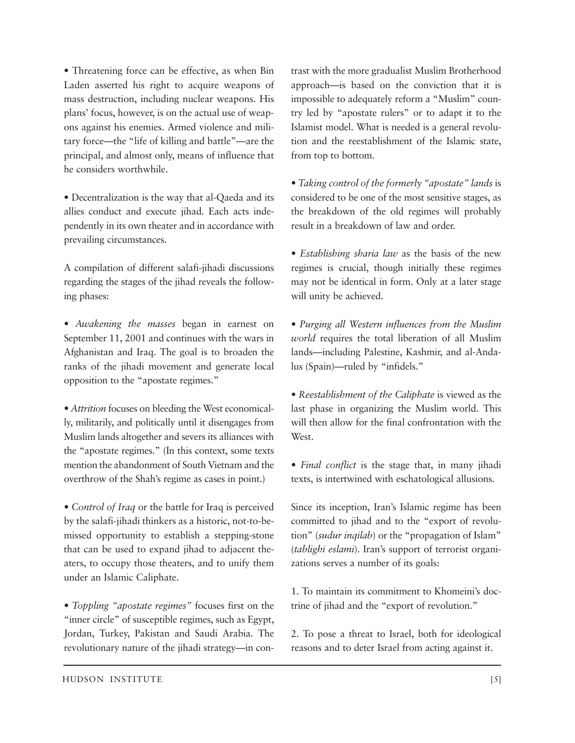• Threatening force can be effective, as when Bin Laden asserted his right to acquire weapons of mass destruction, including nuclear weapons. His plans' focus, however, is on the actual use of weapons against his enemies. Armed violence and military force—the "life of killing and battle"—are the principal, and almost only, means of influence that he considers worthwhile.

• Decentralization is the way that al-Qaeda and its allies conduct and execute jihad. Each acts independently in its own theater and in accordance with prevailing circumstances.

A compilation of different salafi-jihadi discussions regarding the stages of the jihad reveals the following phases:

• *Awakening the masses* began in earnest on September 11, 2001 and continues with the wars in Afghanistan and Iraq. The goal is to broaden the ranks of the jihadi movement and generate local opposition to the "apostate regimes."

• *Attrition* focuses on bleeding the West economically, militarily, and politically until it disengages from Muslim lands altogether and severs its alliances with the "apostate regimes." (In this context, some texts mention the abandonment of South Vietnam and the overthrow of the Shah's regime as cases in point.)

• *Control of Iraq* or the battle for Iraq is perceived by the salafi-jihadi thinkers as a historic, not-to-be-missed opportunity to establish a stepping-stone that can be used to expand jihad to adjacent theaters, to occupy those theaters, and to unify them under an Islamic Caliphate.

• *Toppling "apostate regimes"* focuses first on the "inner circle" of susceptible regimes, such as Egypt, Jordan, Turkey, Pakistan and Saudi Arabia. The revolutionary nature of the jihadi strategy—in contrast with the more gradualist Muslim Brotherhood approach—is based on the conviction that it is impossible to adequately reform a "Muslim" country led by "apostate rulers" or to adapt it to the Islamist model. What is needed is a general revolution and the reestablishment of the Islamic state, from top to bottom.

• *Taking control of the formerly "apostate" lands* is considered to be one of the most sensitive stages, as the breakdown of the old regimes will probably result in a breakdown of law and order.

• *Establishing sharia law* as the basis of the new regimes is crucial, though initially these regimes may not be identical in form. Only at a later stage will unity be achieved.

• *Purging all Western influences from the Muslim world* requires the total liberation of all Muslim lands—including Palestine, Kashmir, and al-Andalus (Spain)—ruled by "infidels."

• *Reestablishment of the Caliphate* is viewed as the last phase in organizing the Muslim world. This will then allow for the final confrontation with the West.

• *Final conflict* is the stage that, in many jihadi texts, is intertwined with eschatological allusions.

Since its inception, Iran's Islamic regime has been committed to jihad and to the "export of revolution" (*sudur inqilab*) or the "propagation of Islam" (*tablighi eslami*). Iran's support of terrorist organizations serves a number of its goals:

1. To maintain its commitment to Khomeini's doctrine of jihad and the "export of revolution."

2. To pose a threat to Israel, both for ideological reasons and to deter Israel from acting against it.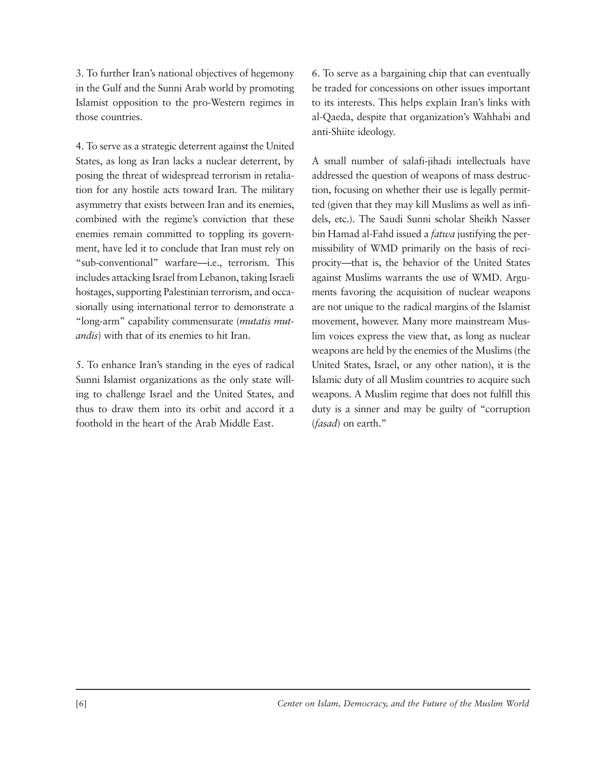3. To further Iran's national objectives of hegemony in the Gulf and the Sunni Arab world by promoting Islamist opposition to the pro-Western regimes in those countries.

4. To serve as a strategic deterrent against the United States, as long as Iran lacks a nuclear deterrent, by posing the threat of widespread terrorism in retaliation for any hostile acts toward Iran. The military asymmetry that exists between Iran and its enemies, combined with the regime's conviction that these enemies remain committed to toppling its government, have led it to conclude that Iran must rely on "sub-conventional" warfare—i.e., terrorism. This includes attacking Israel from Lebanon, taking Israeli hostages, supporting Palestinian terrorism, and occasionally using international terror to demonstrate a "long-arm" capability commensurate (*mutatis mutandis*) with that of its enemies to hit Iran.

5. To enhance Iran's standing in the eyes of radical Sunni Islamist organizations as the only state willing to challenge Israel and the United States, and thus to draw them into its orbit and accord it a foothold in the heart of the Arab Middle East.

6. To serve as a bargaining chip that can eventually be traded for concessions on other issues important to its interests. This helps explain Iran's links with al-Qaeda, despite that organization's Wahhabi and anti-Shiite ideology.

A small number of salafi-jihadi intellectuals have addressed the question of weapons of mass destruction, focusing on whether their use is legally permitted (given that they may kill Muslims as well as infidels, etc.). The Saudi Sunni scholar Sheikh Nasser bin Hamad al-Fahd issued a *fatwa* justifying the permissibility of WMD primarily on the basis of reciprocity—that is, the behavior of the United States against Muslims warrants the use of WMD. Arguments favoring the acquisition of nuclear weapons are not unique to the radical margins of the Islamist movement, however. Many more mainstream Muslim voices express the view that, as long as nuclear weapons are held by the enemies of the Muslims (the United States, Israel, or any other nation), it is the Islamic duty of all Muslim countries to acquire such weapons. A Muslim regime that does not fulfill this duty is a sinner and may be guilty of "corruption (*fasad*) on earth."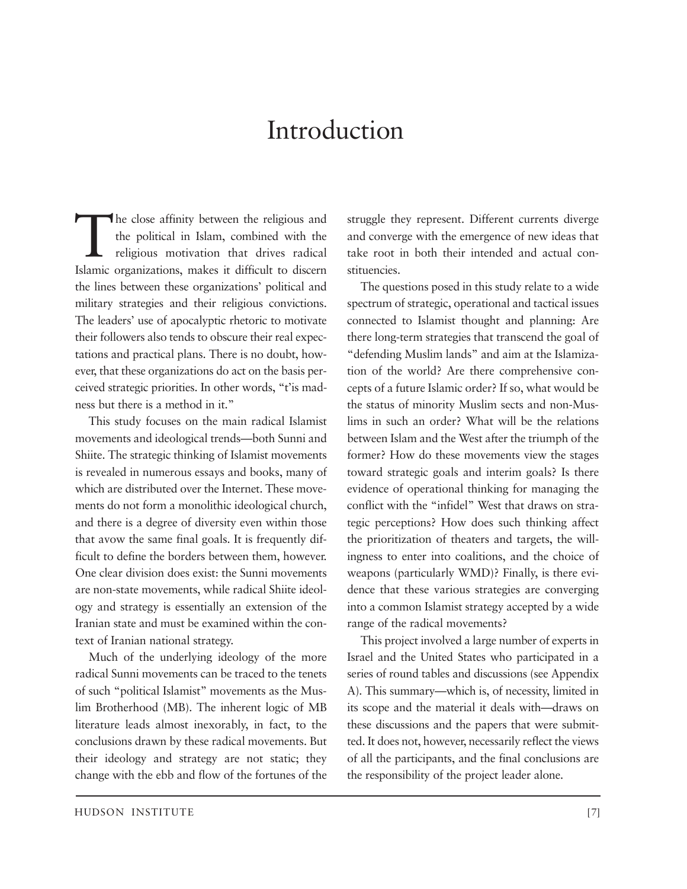# Introduction

The close affinity between the religious and the political in Islam, combined with the religious motivation that drives radical Islamic organizations, makes it difficult to discern the lines between these organizations' political and military strategies and their religious convictions. The leaders' use of apocalyptic rhetoric to motivate their followers also tends to obscure their real expectations and practical plans. There is no doubt, however, that these organizations do act on the basis perceived strategic priorities. In other words, "t'is madness but there is a method in it."

This study focuses on the main radical Islamist movements and ideological trends—both Sunni and Shiite. The strategic thinking of Islamist movements is revealed in numerous essays and books, many of which are distributed over the Internet. These movements do not form a monolithic ideological church, and there is a degree of diversity even within those that avow the same final goals. It is frequently difficult to define the borders between them, however. One clear division does exist: the Sunni movements are non-state movements, while radical Shiite ideology and strategy is essentially an extension of the Iranian state and must be examined within the context of Iranian national strategy.

Much of the underlying ideology of the more radical Sunni movements can be traced to the tenets of such "political Islamist" movements as the Muslim Brotherhood (MB). The inherent logic of MB literature leads almost inexorably, in fact, to the conclusions drawn by these radical movements. But their ideology and strategy are not static; they change with the ebb and flow of the fortunes of the struggle they represent. Different currents diverge and converge with the emergence of new ideas that take root in both their intended and actual constituencies.

The questions posed in this study relate to a wide spectrum of strategic, operational and tactical issues connected to Islamist thought and planning: Are there long-term strategies that transcend the goal of "defending Muslim lands" and aim at the Islamization of the world? Are there comprehensive concepts of a future Islamic order? If so, what would be the status of minority Muslim sects and non-Muslims in such an order? What will be the relations between Islam and the West after the triumph of the former? How do these movements view the stages toward strategic goals and interim goals? Is there evidence of operational thinking for managing the conflict with the "infidel" West that draws on strategic perceptions? How does such thinking affect the prioritization of theaters and targets, the willingness to enter into coalitions, and the choice of weapons (particularly WMD)? Finally, is there evidence that these various strategies are converging into a common Islamist strategy accepted by a wide range of the radical movements?

This project involved a large number of experts in Israel and the United States who participated in a series of round tables and discussions (see Appendix A). This summary—which is, of necessity, limited in its scope and the material it deals with—draws on these discussions and the papers that were submitted. It does not, however, necessarily reflect the views of all the participants, and the final conclusions are the responsibility of the project leader alone.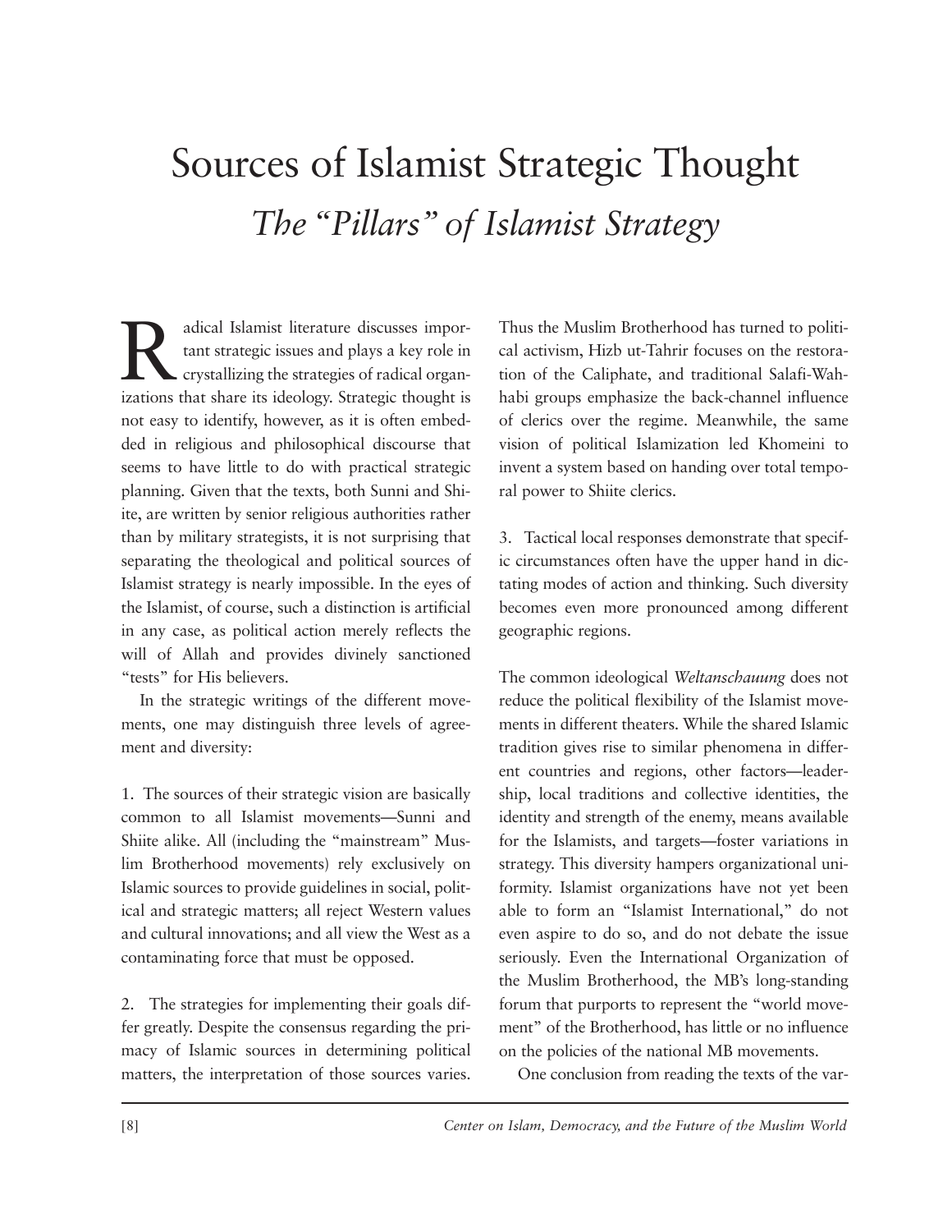# Sources of Islamist Strategic Thought

## *The "Pillars" of Islamist Strategy*

Radical Islamist literature discusses important strategic issues and plays a key role in crystallizing the strategies of radical organizations that share its ideology. Strategic thought is not easy to identify, however, as it is often embedded in religious and philosophical discourse that seems to have little to do with practical strategic planning. Given that the texts, both Sunni and Shiite, are written by senior religious authorities rather than by military strategists, it is not surprising that separating the theological and political sources of Islamist strategy is nearly impossible. In the eyes of the Islamist, of course, such a distinction is artificial in any case, as political action merely reflects the will of Allah and provides divinely sanctioned "tests" for His believers.

In the strategic writings of the different movements, one may distinguish three levels of agreement and diversity:

1. The sources of their strategic vision are basically common to all Islamist movements—Sunni and Shiite alike. All (including the "mainstream" Muslim Brotherhood movements) rely exclusively on Islamic sources to provide guidelines in social, political and strategic matters; all reject Western values and cultural innovations; and all view the West as a contaminating force that must be opposed.

2. The strategies for implementing their goals differ greatly. Despite the consensus regarding the primacy of Islamic sources in determining political matters, the interpretation of those sources varies. Thus the Muslim Brotherhood has turned to political activism, Hizb ut-Tahrir focuses on the restoration of the Caliphate, and traditional Salafi-Wahhabi groups emphasize the back-channel influence of clerics over the regime. Meanwhile, the same vision of political Islamization led Khomeini to invent a system based on handing over total temporal power to Shiite clerics.

3. Tactical local responses demonstrate that specific circumstances often have the upper hand in dictating modes of action and thinking. Such diversity becomes even more pronounced among different geographic regions.

The common ideological *Weltanschauung* does not reduce the political flexibility of the Islamist movements in different theaters. While the shared Islamic tradition gives rise to similar phenomena in different countries and regions, other factors—leadership, local traditions and collective identities, the identity and strength of the enemy, means available for the Islamists, and targets—foster variations in strategy. This diversity hampers organizational uniformity. Islamist organizations have not yet been able to form an "Islamist International," do not even aspire to do so, and do not debate the issue seriously. Even the International Organization of the Muslim Brotherhood, the MB's long-standing forum that purports to represent the "world movement" of the Brotherhood, has little or no influence on the policies of the national MB movements.

One conclusion from reading the texts of the var-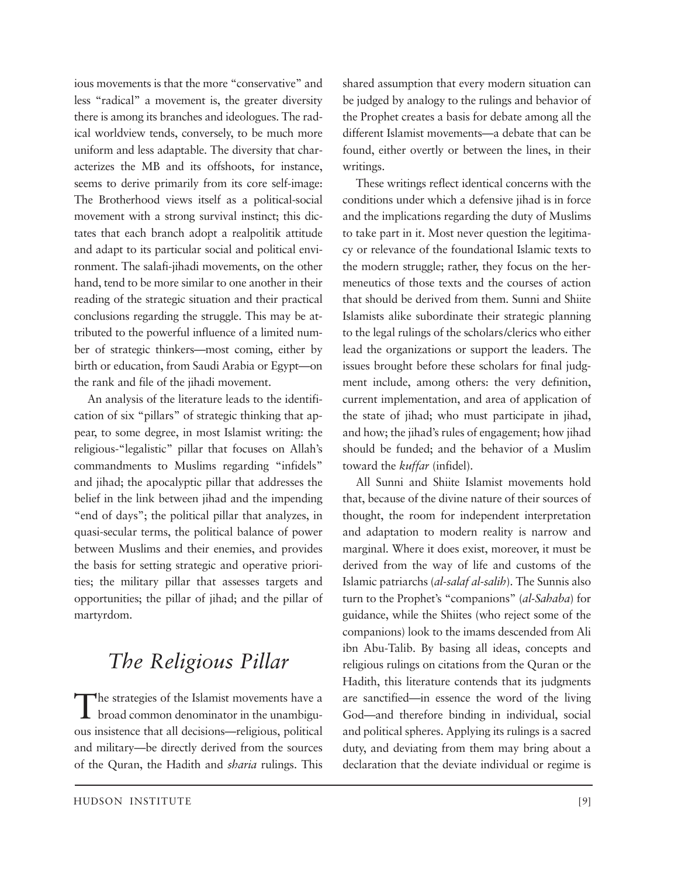ious movements is that the more "conservative" and less "radical" a movement is, the greater diversity there is among its branches and ideologues. The radical worldview tends, conversely, to be much more uniform and less adaptable. The diversity that characterizes the MB and its offshoots, for instance, seems to derive primarily from its core self-image: The Brotherhood views itself as a political-social movement with a strong survival instinct; this dictates that each branch adopt a realpolitik attitude and adapt to its particular social and political environment. The salafi-jihadi movements, on the other hand, tend to be more similar to one another in their reading of the strategic situation and their practical conclusions regarding the struggle. This may be attributed to the powerful influence of a limited number of strategic thinkers—most coming, either by birth or education, from Saudi Arabia or Egypt—on the rank and file of the jihadi movement.

An analysis of the literature leads to the identification of six "pillars" of strategic thinking that appear, to some degree, in most Islamist writing: the religious-"legalistic" pillar that focuses on Allah's commandments to Muslims regarding "infidels" and jihad; the apocalyptic pillar that addresses the belief in the link between jihad and the impending "end of days"; the political pillar that analyzes, in quasi-secular terms, the political balance of power between Muslims and their enemies, and provides the basis for setting strategic and operative priorities; the military pillar that assesses targets and opportunities; the pillar of jihad; and the pillar of martyrdom.

## *The Religious Pillar*

The strategies of the Islamist movements have a broad common denominator in the unambiguous insistence that all decisions—religious, political and military—be directly derived from the sources of the Quran, the Hadith and *sharia* rulings. This shared assumption that every modern situation can be judged by analogy to the rulings and behavior of the Prophet creates a basis for debate among all the different Islamist movements—a debate that can be found, either overtly or between the lines, in their writings.

These writings reflect identical concerns with the conditions under which a defensive jihad is in force and the implications regarding the duty of Muslims to take part in it. Most never question the legitimacy or relevance of the foundational Islamic texts to the modern struggle; rather, they focus on the hermeneutics of those texts and the courses of action that should be derived from them. Sunni and Shiite Islamists alike subordinate their strategic planning to the legal rulings of the scholars/clerics who either lead the organizations or support the leaders. The issues brought before these scholars for final judgment include, among others: the very definition, current implementation, and area of application of the state of jihad; who must participate in jihad, and how; the jihad's rules of engagement; how jihad should be funded; and the behavior of a Muslim toward the *kuffar* (infidel).

All Sunni and Shiite Islamist movements hold that, because of the divine nature of their sources of thought, the room for independent interpretation and adaptation to modern reality is narrow and marginal. Where it does exist, moreover, it must be derived from the way of life and customs of the Islamic patriarchs (*al-salaf al-salih*). The Sunnis also turn to the Prophet's "companions" (*al-Sahaba*) for guidance, while the Shiites (who reject some of the companions) look to the imams descended from Ali ibn Abu-Talib. By basing all ideas, concepts and religious rulings on citations from the Quran or the Hadith, this literature contends that its judgments are sanctified—in essence the word of the living God—and therefore binding in individual, social and political spheres. Applying its rulings is a sacred duty, and deviating from them may bring about a declaration that the deviate individual or regime is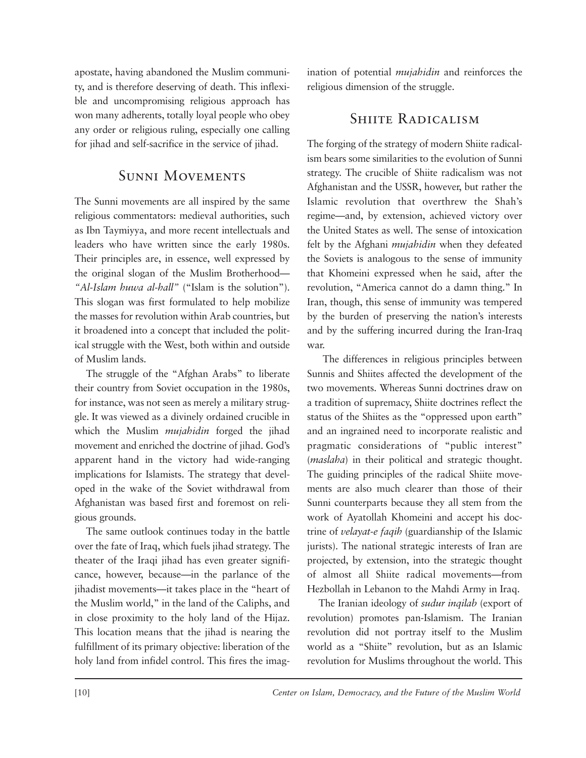apostate, having abandoned the Muslim community, and is therefore deserving of death. This inflexible and uncompromising religious approach has won many adherents, totally loyal people who obey any order or religious ruling, especially one calling for jihad and self-sacrifice in the service of jihad.

## Sunni Movements

The Sunni movements are all inspired by the same religious commentators: medieval authorities, such as Ibn Taymiyya, and more recent intellectuals and leaders who have written since the early 1980s. Their principles are, in essence, well expressed by the original slogan of the Muslim Brotherhood—*"Al-Islam huwa al-hall"* ("Islam is the solution"). This slogan was first formulated to help mobilize the masses for revolution within Arab countries, but it broadened into a concept that included the political struggle with the West, both within and outside of Muslim lands.

The struggle of the "Afghan Arabs" to liberate their country from Soviet occupation in the 1980s, for instance, was not seen as merely a military struggle. It was viewed as a divinely ordained crucible in which the Muslim *mujahidin* forged the jihad movement and enriched the doctrine of jihad. God's apparent hand in the victory had wide-ranging implications for Islamists. The strategy that developed in the wake of the Soviet withdrawal from Afghanistan was based first and foremost on religious grounds.

The same outlook continues today in the battle over the fate of Iraq, which fuels jihad strategy. The theater of the Iraqi jihad has even greater significance, however, because—in the parlance of the jihadist movements—it takes place in the "heart of the Muslim world," in the land of the Caliphs, and in close proximity to the holy land of the Hijaz. This location means that the jihad is nearing the fulfillment of its primary objective: liberation of the holy land from infidel control. This fires the imagination of potential *mujahidin* and reinforces the religious dimension of the struggle.

## Shiite Radicalism

The forging of the strategy of modern Shiite radicalism bears some similarities to the evolution of Sunni strategy. The crucible of Shiite radicalism was not Afghanistan and the USSR, however, but rather the Islamic revolution that overthrew the Shah's regime—and, by extension, achieved victory over the United States as well. The sense of intoxication felt by the Afghani *mujahidin* when they defeated the Soviets is analogous to the sense of immunity that Khomeini expressed when he said, after the revolution, "America cannot do a damn thing." In Iran, though, this sense of immunity was tempered by the burden of preserving the nation's interests and by the suffering incurred during the Iran-Iraq war.

The differences in religious principles between Sunnis and Shiites affected the development of the two movements. Whereas Sunni doctrines draw on a tradition of supremacy, Shiite doctrines reflect the status of the Shiites as the "oppressed upon earth" and an ingrained need to incorporate realistic and pragmatic considerations of "public interest" (*maslaha*) in their political and strategic thought. The guiding principles of the radical Shiite movements are also much clearer than those of their Sunni counterparts because they all stem from the work of Ayatollah Khomeini and accept his doctrine of *velayat-e faqih* (guardianship of the Islamic jurists). The national strategic interests of Iran are projected, by extension, into the strategic thought of almost all Shiite radical movements—from Hezbollah in Lebanon to the Mahdi Army in Iraq.

The Iranian ideology of *sudur inqilab* (export of revolution) promotes pan-Islamism. The Iranian revolution did not portray itself to the Muslim world as a "Shiite" revolution, but as an Islamic revolution for Muslims throughout the world. This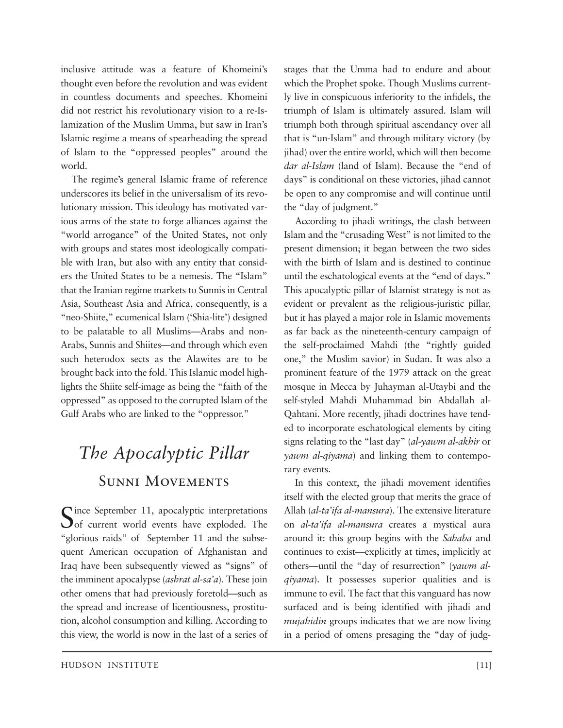inclusive attitude was a feature of Khomeini's thought even before the revolution and was evident in countless documents and speeches. Khomeini did not restrict his revolutionary vision to a re-Islamization of the Muslim Umma, but saw in Iran's Islamic regime a means of spearheading the spread of Islam to the "oppressed peoples" around the world.

The regime's general Islamic frame of reference underscores its belief in the universalism of its revolutionary mission. This ideology has motivated various arms of the state to forge alliances against the "world arrogance" of the United States, not only with groups and states most ideologically compatible with Iran, but also with any entity that considers the United States to be a nemesis. The "Islam" that the Iranian regime markets to Sunnis in Central Asia, Southeast Asia and Africa, consequently, is a "neo-Shiite," ecumenical Islam ('Shia-lite') designed to be palatable to all Muslims—Arabs and non-Arabs, Sunnis and Shiites—and through which even such heterodox sects as the Alawites are to be brought back into the fold. This Islamic model highlights the Shiite self-image as being the "faith of the oppressed" as opposed to the corrupted Islam of the Gulf Arabs who are linked to the "oppressor."

## *The Apocalyptic Pillar*

### Sunni Movements

Since September 11, apocalyptic interpretations of current world events have exploded. The "glorious raids" of September 11 and the subsequent American occupation of Afghanistan and Iraq have been subsequently viewed as "signs" of the imminent apocalypse (*ashrat al-sa'a*). These join other omens that had previously foretold—such as the spread and increase of licentiousness, prostitution, alcohol consumption and killing. According to this view, the world is now in the last of a series of stages that the Umma had to endure and about which the Prophet spoke. Though Muslims currently live in conspicuous inferiority to the infidels, the triumph of Islam is ultimately assured. Islam will triumph both through spiritual ascendancy over all that is "un-Islam" and through military victory (by jihad) over the entire world, which will then become *dar al-Islam* (land of Islam). Because the "end of days" is conditional on these victories, jihad cannot be open to any compromise and will continue until the "day of judgment."

According to jihadi writings, the clash between Islam and the "crusading West" is not limited to the present dimension; it began between the two sides with the birth of Islam and is destined to continue until the eschatological events at the "end of days." This apocalyptic pillar of Islamist strategy is not as evident or prevalent as the religious-juristic pillar, but it has played a major role in Islamic movements as far back as the nineteenth-century campaign of the self-proclaimed Mahdi (the "rightly guided one," the Muslim savior) in Sudan. It was also a prominent feature of the 1979 attack on the great mosque in Mecca by Juhayman al-Utaybi and the self-styled Mahdi Muhammad bin Abdallah al-Qahtani. More recently, jihadi doctrines have tended to incorporate eschatological elements by citing signs relating to the "last day" (*al-yawm al-akhir* or *yawm al-qiyama*) and linking them to contemporary events.

In this context, the jihadi movement identifies itself with the elected group that merits the grace of Allah (*al-ta'ifa al-mansura*). The extensive literature on *al-ta'ifa al-mansura* creates a mystical aura around it: this group begins with the *Sahaba* and continues to exist—explicitly at times, implicitly at others—until the "day of resurrection" (*yawm al-qiyama*). It possesses superior qualities and is immune to evil. The fact that this vanguard has now surfaced and is being identified with jihadi and *mujahidin* groups indicates that we are now living in a period of omens presaging the "day of judg-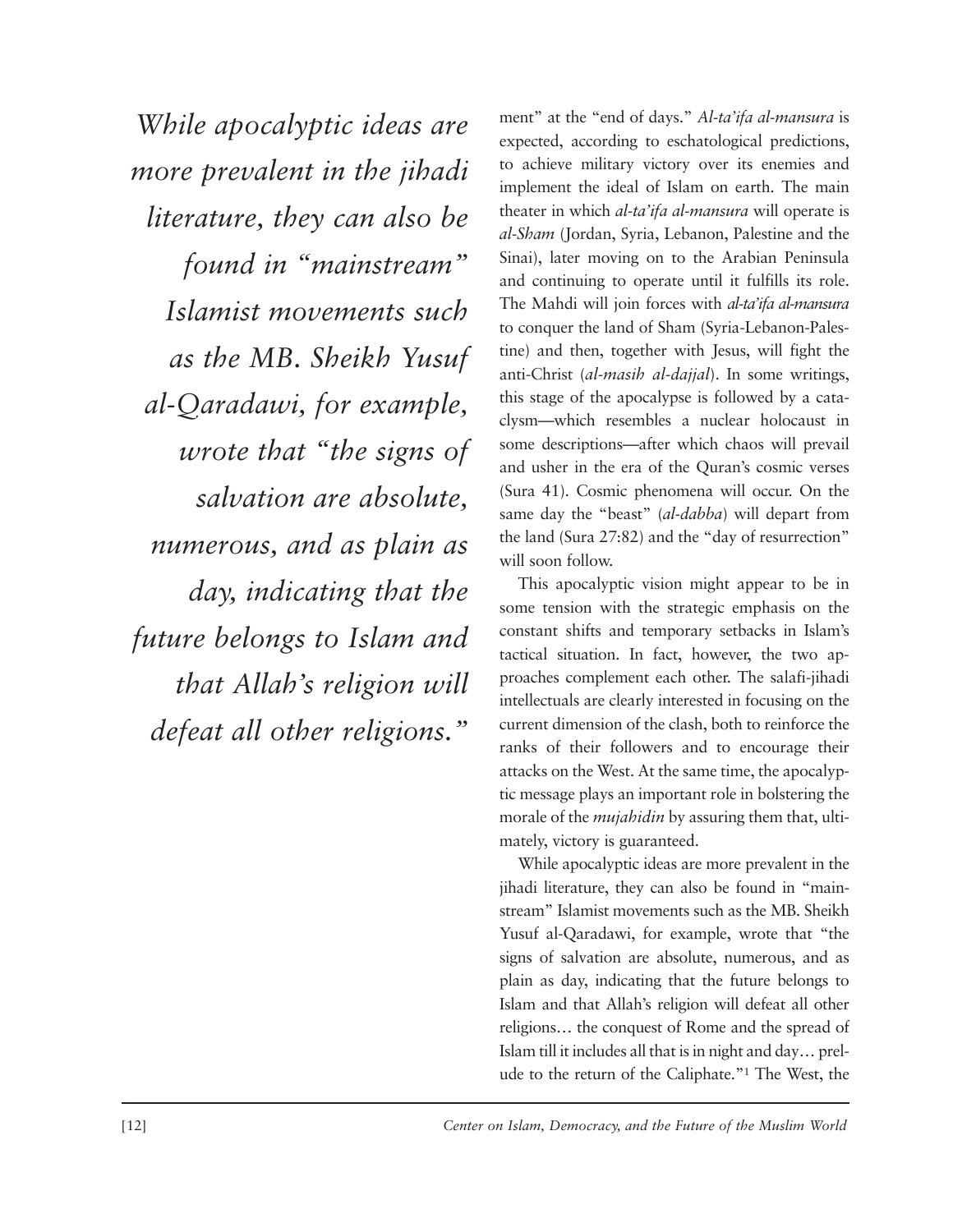> *While apocalyptic ideas are more prevalent in the jihadi literature, they can also be found in "mainstream" Islamist movements such as the MB. Sheikh Yusuf al-Qaradawi, for example, wrote that "the signs of salvation are absolute, numerous, and as plain as day, indicating that the future belongs to Islam and that Allah's religion will defeat all other religions."*

ment" at the "end of days." *Al-ta'ifa al-mansura* is expected, according to eschatological predictions, to achieve military victory over its enemies and implement the ideal of Islam on earth. The main theater in which *al-ta'ifa al-mansura* will operate is *al-Sham* (Jordan, Syria, Lebanon, Palestine and the Sinai), later moving on to the Arabian Peninsula and continuing to operate until it fulfills its role. The Mahdi will join forces with *al-ta'ifa al-mansura* to conquer the land of Sham (Syria-Lebanon-Palestine) and then, together with Jesus, will fight the anti-Christ (*al-masih al-dajjal*). In some writings, this stage of the apocalypse is followed by a cataclysm—which resembles a nuclear holocaust in some descriptions—after which chaos will prevail and usher in the era of the Quran's cosmic verses (Sura 41). Cosmic phenomena will occur. On the same day the "beast" (*al-dabba*) will depart from the land (Sura 27:82) and the "day of resurrection" will soon follow.

This apocalyptic vision might appear to be in some tension with the strategic emphasis on the constant shifts and temporary setbacks in Islam's tactical situation. In fact, however, the two approaches complement each other. The salafi-jihadi intellectuals are clearly interested in focusing on the current dimension of the clash, both to reinforce the ranks of their followers and to encourage their attacks on the West. At the same time, the apocalyptic message plays an important role in bolstering the morale of the *mujahidin* by assuring them that, ultimately, victory is guaranteed.

While apocalyptic ideas are more prevalent in the jihadi literature, they can also be found in "mainstream" Islamist movements such as the MB. Sheikh Yusuf al-Qaradawi, for example, wrote that "the signs of salvation are absolute, numerous, and as plain as day, indicating that the future belongs to Islam and that Allah's religion will defeat all other religions… the conquest of Rome and the spread of Islam till it includes all that is in night and day… prelude to the return of the Caliphate."[1] The West, the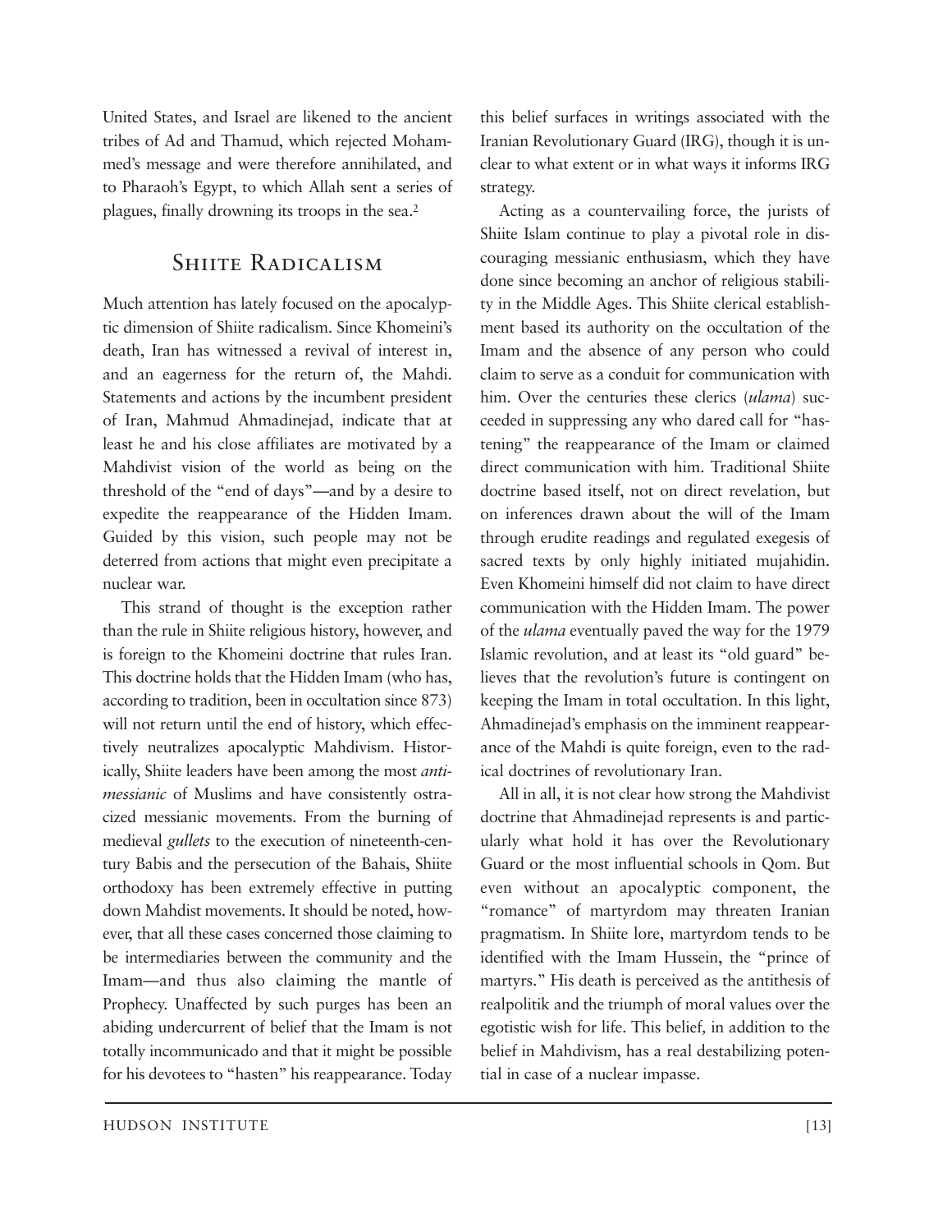United States, and Israel are likened to the ancient tribes of Ad and Thamud, which rejected Mohammed's message and were therefore annihilated, and to Pharaoh's Egypt, to which Allah sent a series of plagues, finally drowning its troops in the sea.[2]

## Shiite Radicalism

Much attention has lately focused on the apocalyptic dimension of Shiite radicalism. Since Khomeini's death, Iran has witnessed a revival of interest in, and an eagerness for the return of, the Mahdi. Statements and actions by the incumbent president of Iran, Mahmud Ahmadinejad, indicate that at least he and his close affiliates are motivated by a Mahdivist vision of the world as being on the threshold of the "end of days"—and by a desire to expedite the reappearance of the Hidden Imam. Guided by this vision, such people may not be deterred from actions that might even precipitate a nuclear war.

This strand of thought is the exception rather than the rule in Shiite religious history, however, and is foreign to the Khomeini doctrine that rules Iran. This doctrine holds that the Hidden Imam (who has, according to tradition, been in occultation since 873) will not return until the end of history, which effectively neutralizes apocalyptic Mahdivism. Historically, Shiite leaders have been among the most *anti-messianic* of Muslims and have consistently ostracized messianic movements. From the burning of medieval *gullets* to the execution of nineteenth-century Babis and the persecution of the Bahais, Shiite orthodoxy has been extremely effective in putting down Mahdist movements. It should be noted, however, that all these cases concerned those claiming to be intermediaries between the community and the Imam—and thus also claiming the mantle of Prophecy. Unaffected by such purges has been an abiding undercurrent of belief that the Imam is not totally incommunicado and that it might be possible for his devotees to "hasten" his reappearance. Today this belief surfaces in writings associated with the Iranian Revolutionary Guard (IRG), though it is unclear to what extent or in what ways it informs IRG strategy.

Acting as a countervailing force, the jurists of Shiite Islam continue to play a pivotal role in discouraging messianic enthusiasm, which they have done since becoming an anchor of religious stability in the Middle Ages. This Shiite clerical establishment based its authority on the occultation of the Imam and the absence of any person who could claim to serve as a conduit for communication with him. Over the centuries these clerics (*ulama*) succeeded in suppressing any who dared call for "hastening" the reappearance of the Imam or claimed direct communication with him. Traditional Shiite doctrine based itself, not on direct revelation, but on inferences drawn about the will of the Imam through erudite readings and regulated exegesis of sacred texts by only highly initiated mujahidin. Even Khomeini himself did not claim to have direct communication with the Hidden Imam. The power of the *ulama* eventually paved the way for the 1979 Islamic revolution, and at least its "old guard" believes that the revolution's future is contingent on keeping the Imam in total occultation. In this light, Ahmadinejad's emphasis on the imminent reappearance of the Mahdi is quite foreign, even to the radical doctrines of revolutionary Iran.

All in all, it is not clear how strong the Mahdivist doctrine that Ahmadinejad represents is and particularly what hold it has over the Revolutionary Guard or the most influential schools in Qom. But even without an apocalyptic component, the "romance" of martyrdom may threaten Iranian pragmatism. In Shiite lore, martyrdom tends to be identified with the Imam Hussein, the "prince of martyrs." His death is perceived as the antithesis of realpolitik and the triumph of moral values over the egotistic wish for life. This belief, in addition to the belief in Mahdivism, has a real destabilizing potential in case of a nuclear impasse.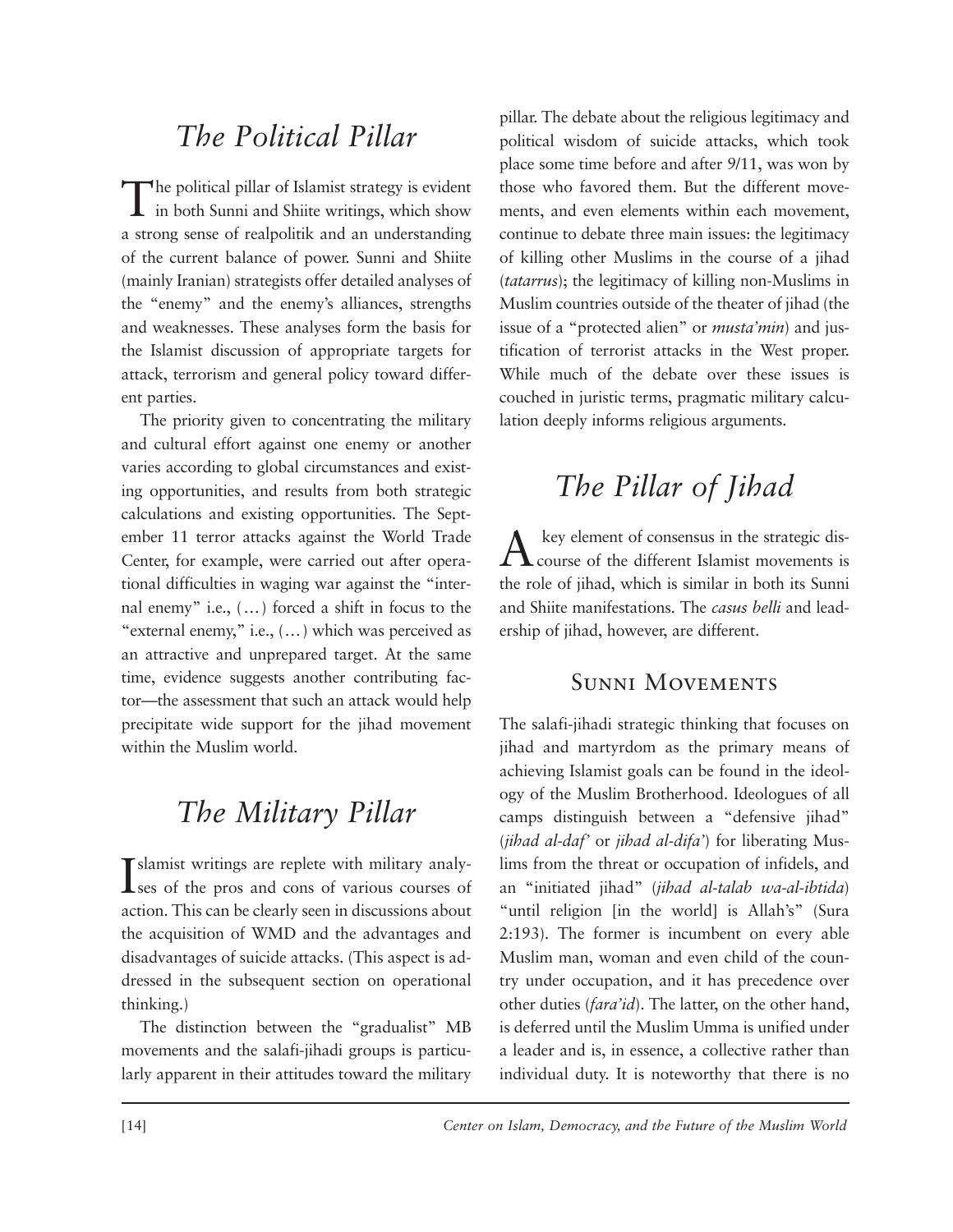## *The Political Pillar*

The political pillar of Islamist strategy is evident in both Sunni and Shiite writings, which show a strong sense of realpolitik and an understanding of the current balance of power. Sunni and Shiite (mainly Iranian) strategists offer detailed analyses of the "enemy" and the enemy's alliances, strengths and weaknesses. These analyses form the basis for the Islamist discussion of appropriate targets for attack, terrorism and general policy toward different parties.

The priority given to concentrating the military and cultural effort against one enemy or another varies according to global circumstances and existing opportunities, and results from both strategic calculations and existing opportunities. The September 11 terror attacks against the World Trade Center, for example, were carried out after operational difficulties in waging war against the "internal enemy" i.e., (…) forced a shift in focus to the "external enemy," i.e., (…) which was perceived as an attractive and unprepared target. At the same time, evidence suggests another contributing factor—the assessment that such an attack would help precipitate wide support for the jihad movement within the Muslim world.

## *The Military Pillar*

Islamist writings are replete with military analyses of the pros and cons of various courses of action. This can be clearly seen in discussions about the acquisition of WMD and the advantages and disadvantages of suicide attacks. (This aspect is addressed in the subsequent section on operational thinking.)

The distinction between the "gradualist" MB movements and the salafi-jihadi groups is particularly apparent in their attitudes toward the military pillar. The debate about the religious legitimacy and political wisdom of suicide attacks, which took place some time before and after 9/11, was won by those who favored them. But the different movements, and even elements within each movement, continue to debate three main issues: the legitimacy of killing other Muslims in the course of a jihad (*tatarrus*); the legitimacy of killing non-Muslims in Muslim countries outside of the theater of jihad (the issue of a "protected alien" or *musta'min*) and justification of terrorist attacks in the West proper. While much of the debate over these issues is couched in juristic terms, pragmatic military calculation deeply informs religious arguments.

## *The Pillar of Jihad*

A key element of consensus in the strategic discourse of the different Islamist movements is the role of jihad, which is similar in both its Sunni and Shiite manifestations. The *casus belli* and leadership of jihad, however, are different.

### Sunni Movements

The salafi-jihadi strategic thinking that focuses on jihad and martyrdom as the primary means of achieving Islamist goals can be found in the ideology of the Muslim Brotherhood. Ideologues of all camps distinguish between a "defensive jihad" (*jihad al-daf'* or *jihad al-difa'*) for liberating Muslims from the threat or occupation of infidels, and an "initiated jihad" (*jihad al-talab wa-al-ibtida*) "until religion [in the world] is Allah's" (Sura 2:193). The former is incumbent on every able Muslim man, woman and even child of the country under occupation, and it has precedence over other duties (*fara'id*). The latter, on the other hand, is deferred until the Muslim Umma is unified under a leader and is, in essence, a collective rather than individual duty. It is noteworthy that there is no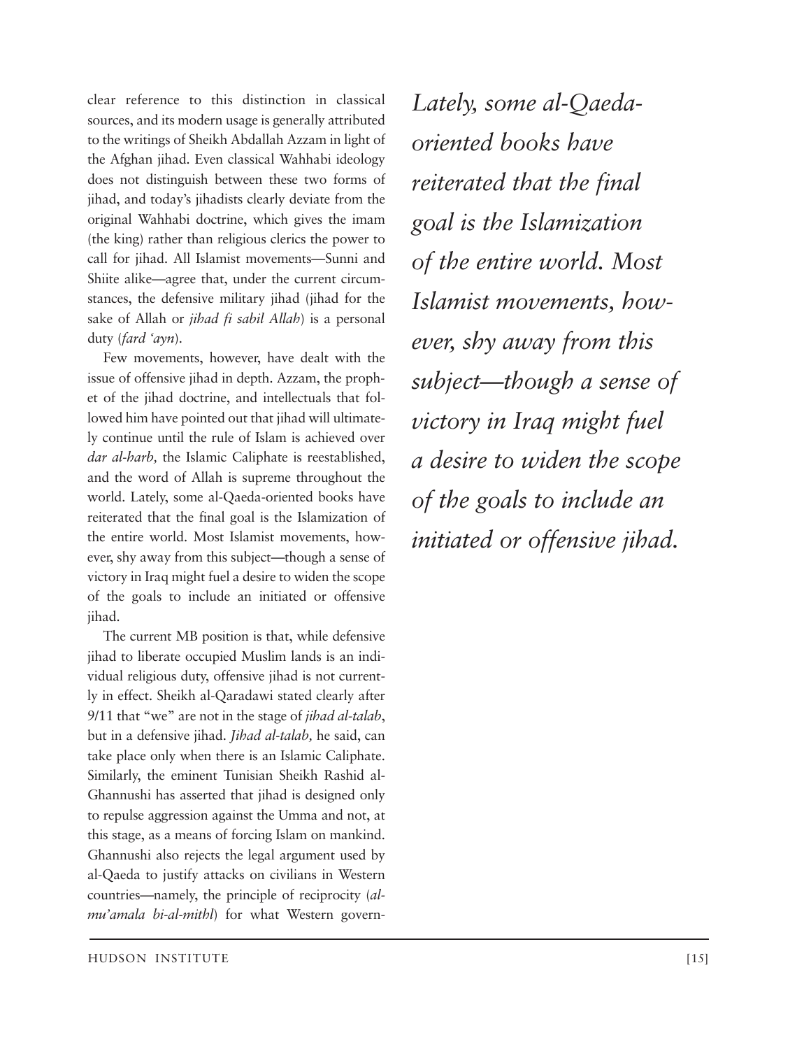clear reference to this distinction in classical sources, and its modern usage is generally attributed to the writings of Sheikh Abdallah Azzam in light of the Afghan jihad. Even classical Wahhabi ideology does not distinguish between these two forms of jihad, and today's jihadists clearly deviate from the original Wahhabi doctrine, which gives the imam (the king) rather than religious clerics the power to call for jihad. All Islamist movements—Sunni and Shiite alike—agree that, under the current circumstances, the defensive military jihad (jihad for the sake of Allah or *jihad fi sabil Allah*) is a personal duty (*fard 'ayn*).

Few movements, however, have dealt with the issue of offensive jihad in depth. Azzam, the prophet of the jihad doctrine, and intellectuals that followed him have pointed out that jihad will ultimately continue until the rule of Islam is achieved over *dar al-harb,* the Islamic Caliphate is reestablished, and the word of Allah is supreme throughout the world. Lately, some al-Qaeda-oriented books have reiterated that the final goal is the Islamization of the entire world. Most Islamist movements, however, shy away from this subject—though a sense of victory in Iraq might fuel a desire to widen the scope of the goals to include an initiated or offensive jihad.

The current MB position is that, while defensive jihad to liberate occupied Muslim lands is an individual religious duty, offensive jihad is not currently in effect. Sheikh al-Qaradawi stated clearly after 9/11 that "we" are not in the stage of *jihad al-talab*, but in a defensive jihad. *Jihad al-talab,* he said, can take place only when there is an Islamic Caliphate. Similarly, the eminent Tunisian Sheikh Rashid al-Ghannushi has asserted that jihad is designed only to repulse aggression against the Umma and not, at this stage, as a means of forcing Islam on mankind. Ghannushi also rejects the legal argument used by al-Qaeda to justify attacks on civilians in Western countries—namely, the principle of reciprocity (*al-mu'amala bi-al-mithl*) for what Western govern-

*Lately, some al-Qaeda-oriented books have reiterated that the final goal is the Islamization of the entire world. Most Islamist movements, however, shy away from this subject—though a sense of victory in Iraq might fuel a desire to widen the scope of the goals to include an initiated or offensive jihad.*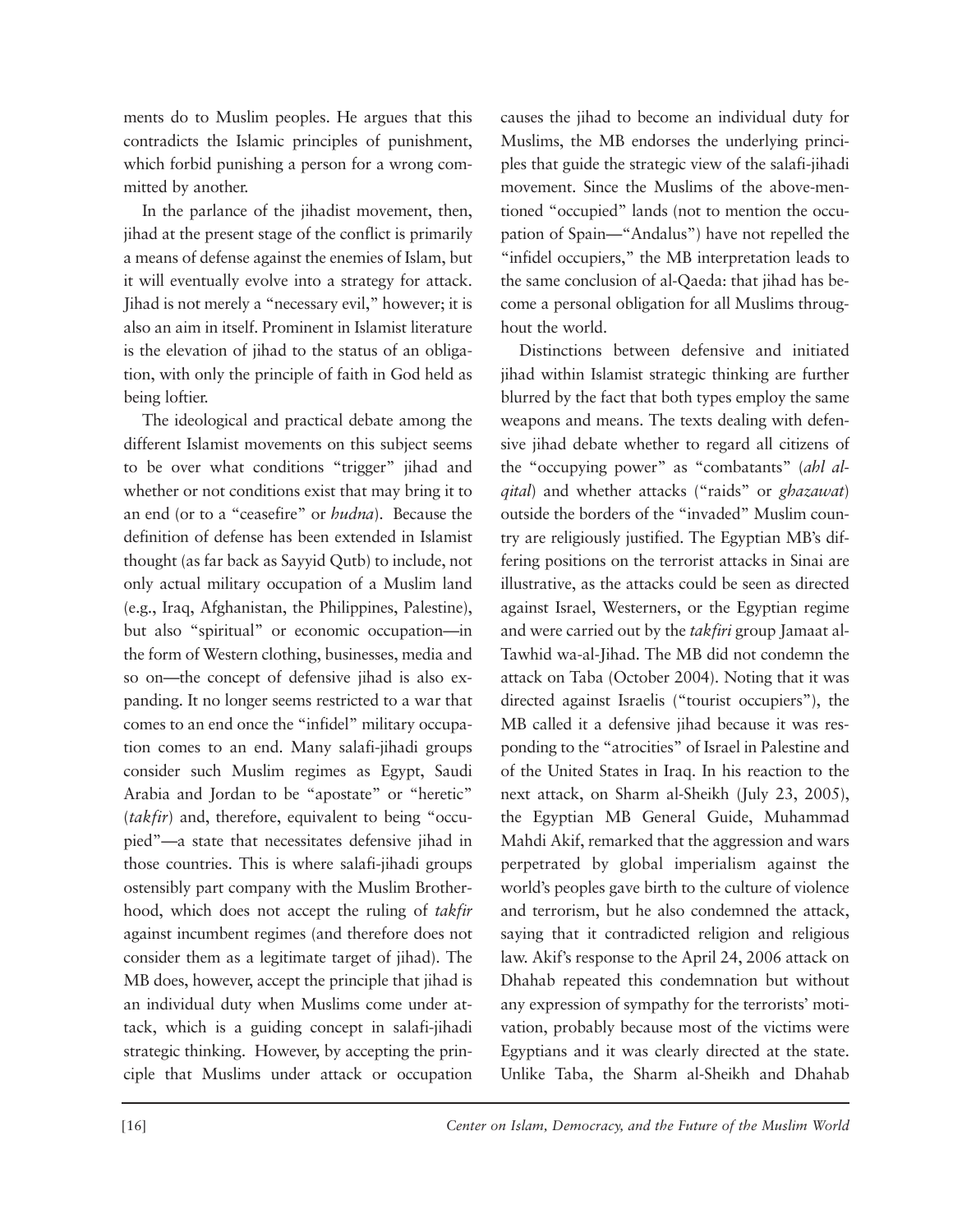ments do to Muslim peoples. He argues that this contradicts the Islamic principles of punishment, which forbid punishing a person for a wrong committed by another.

In the parlance of the jihadist movement, then, jihad at the present stage of the conflict is primarily a means of defense against the enemies of Islam, but it will eventually evolve into a strategy for attack. Jihad is not merely a "necessary evil," however; it is also an aim in itself. Prominent in Islamist literature is the elevation of jihad to the status of an obligation, with only the principle of faith in God held as being loftier.

The ideological and practical debate among the different Islamist movements on this subject seems to be over what conditions "trigger" jihad and whether or not conditions exist that may bring it to an end (or to a "ceasefire" or *hudna*). Because the definition of defense has been extended in Islamist thought (as far back as Sayyid Qutb) to include, not only actual military occupation of a Muslim land (e.g., Iraq, Afghanistan, the Philippines, Palestine), but also "spiritual" or economic occupation—in the form of Western clothing, businesses, media and so on—the concept of defensive jihad is also expanding. It no longer seems restricted to a war that comes to an end once the "infidel" military occupation comes to an end. Many salafi-jihadi groups consider such Muslim regimes as Egypt, Saudi Arabia and Jordan to be "apostate" or "heretic" (*takfir*) and, therefore, equivalent to being "occupied"—a state that necessitates defensive jihad in those countries. This is where salafi-jihadi groups ostensibly part company with the Muslim Brotherhood, which does not accept the ruling of *takfir* against incumbent regimes (and therefore does not consider them as a legitimate target of jihad). The MB does, however, accept the principle that jihad is an individual duty when Muslims come under attack, which is a guiding concept in salafi-jihadi strategic thinking. However, by accepting the principle that Muslims under attack or occupation causes the jihad to become an individual duty for Muslims, the MB endorses the underlying principles that guide the strategic view of the salafi-jihadi movement. Since the Muslims of the above-mentioned "occupied" lands (not to mention the occupation of Spain—"Andalus") have not repelled the "infidel occupiers," the MB interpretation leads to the same conclusion of al-Qaeda: that jihad has become a personal obligation for all Muslims throughout the world.

Distinctions between defensive and initiated jihad within Islamist strategic thinking are further blurred by the fact that both types employ the same weapons and means. The texts dealing with defensive jihad debate whether to regard all citizens of the "occupying power" as "combatants" (*ahl al-qital*) and whether attacks ("raids" or *ghazawat*) outside the borders of the "invaded" Muslim country are religiously justified. The Egyptian MB's differing positions on the terrorist attacks in Sinai are illustrative, as the attacks could be seen as directed against Israel, Westerners, or the Egyptian regime and were carried out by the *takfiri* group Jamaat al-Tawhid wa-al-Jihad. The MB did not condemn the attack on Taba (October 2004). Noting that it was directed against Israelis ("tourist occupiers"), the MB called it a defensive jihad because it was responding to the "atrocities" of Israel in Palestine and of the United States in Iraq. In his reaction to the next attack, on Sharm al-Sheikh (July 23, 2005), the Egyptian MB General Guide, Muhammad Mahdi Akif, remarked that the aggression and wars perpetrated by global imperialism against the world's peoples gave birth to the culture of violence and terrorism, but he also condemned the attack, saying that it contradicted religion and religious law. Akif's response to the April 24, 2006 attack on Dhahab repeated this condemnation but without any expression of sympathy for the terrorists' motivation, probably because most of the victims were Egyptians and it was clearly directed at the state. Unlike Taba, the Sharm al-Sheikh and Dhahab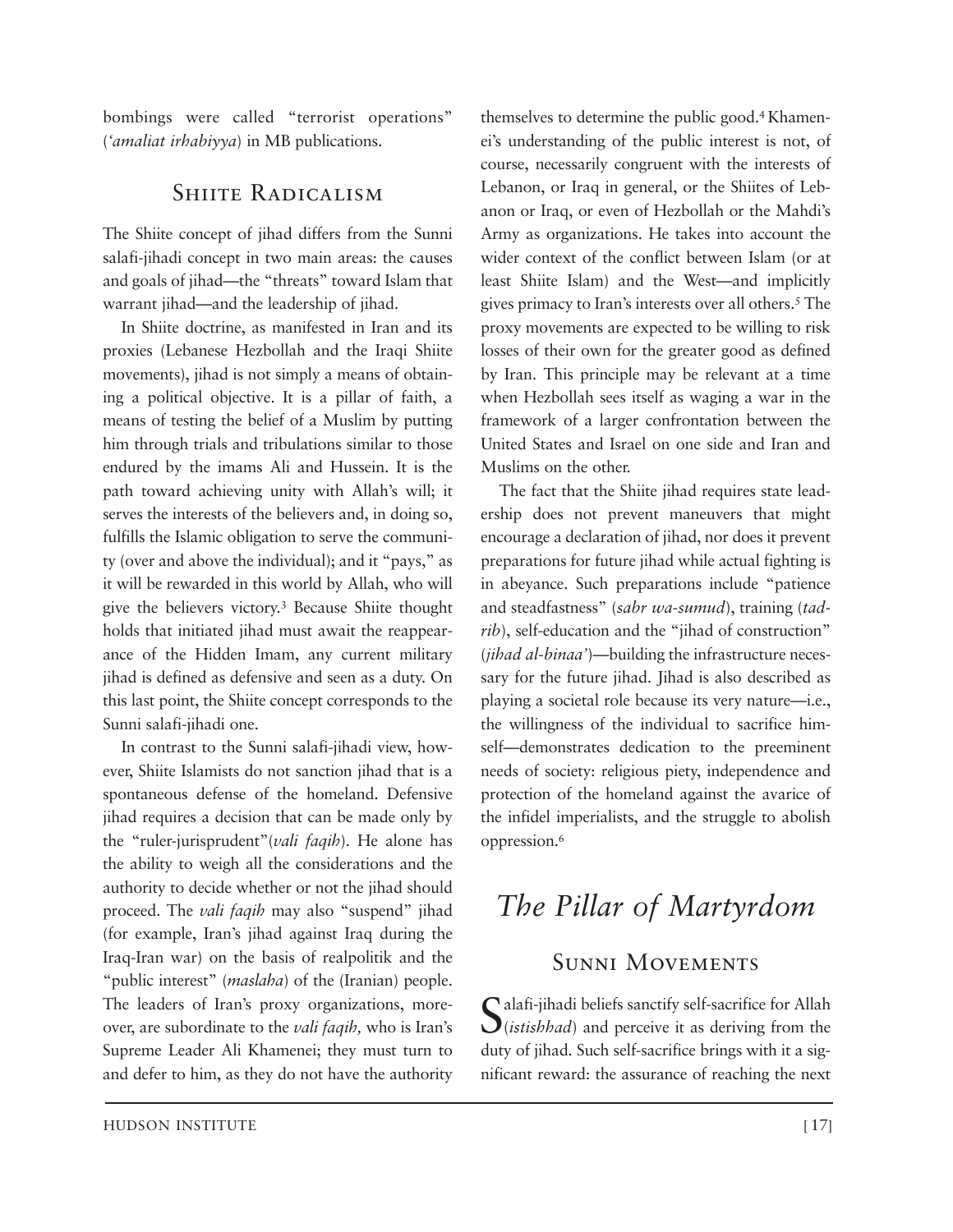bombings were called "terrorist operations" (*'amaliat irhabiyya*) in MB publications.

## Shiite Radicalism

The Shiite concept of jihad differs from the Sunni salafi-jihadi concept in two main areas: the causes and goals of jihad—the "threats" toward Islam that warrant jihad—and the leadership of jihad.

In Shiite doctrine, as manifested in Iran and its proxies (Lebanese Hezbollah and the Iraqi Shiite movements), jihad is not simply a means of obtaining a political objective. It is a pillar of faith, a means of testing the belief of a Muslim by putting him through trials and tribulations similar to those endured by the imams Ali and Hussein. It is the path toward achieving unity with Allah's will; it serves the interests of the believers and, in doing so, fulfills the Islamic obligation to serve the community (over and above the individual); and it "pays," as it will be rewarded in this world by Allah, who will give the believers victory.[3] Because Shiite thought holds that initiated jihad must await the reappearance of the Hidden Imam, any current military jihad is defined as defensive and seen as a duty. On this last point, the Shiite concept corresponds to the Sunni salafi-jihadi one.

In contrast to the Sunni salafi-jihadi view, however, Shiite Islamists do not sanction jihad that is a spontaneous defense of the homeland. Defensive jihad requires a decision that can be made only by the "ruler-jurisprudent"(*vali faqih*). He alone has the ability to weigh all the considerations and the authority to decide whether or not the jihad should proceed. The *vali faqih* may also "suspend" jihad (for example, Iran's jihad against Iraq during the Iraq-Iran war) on the basis of realpolitik and the "public interest" (*maslaha*) of the (Iranian) people. The leaders of Iran's proxy organizations, moreover, are subordinate to the *vali faqih,* who is Iran's Supreme Leader Ali Khamenei; they must turn to and defer to him, as they do not have the authority themselves to determine the public good.[4] Khamenei's understanding of the public interest is not, of course, necessarily congruent with the interests of Lebanon, or Iraq in general, or the Shiites of Lebanon or Iraq, or even of Hezbollah or the Mahdi's Army as organizations. He takes into account the wider context of the conflict between Islam (or at least Shiite Islam) and the West—and implicitly gives primacy to Iran's interests over all others.[5] The proxy movements are expected to be willing to risk losses of their own for the greater good as defined by Iran. This principle may be relevant at a time when Hezbollah sees itself as waging a war in the framework of a larger confrontation between the United States and Israel on one side and Iran and Muslims on the other.

The fact that the Shiite jihad requires state leadership does not prevent maneuvers that might encourage a declaration of jihad, nor does it prevent preparations for future jihad while actual fighting is in abeyance. Such preparations include "patience and steadfastness" (*sabr wa-sumud*), training (*tadrib*), self-education and the "jihad of construction" (*jihad al-binaa'*)—building the infrastructure necessary for the future jihad. Jihad is also described as playing a societal role because its very nature—i.e., the willingness of the individual to sacrifice himself—demonstrates dedication to the preeminent needs of society: religious piety, independence and protection of the homeland against the avarice of the infidel imperialists, and the struggle to abolish oppression.[6]

# *The Pillar of Martyrdom*

## Sunni Movements

Salafi-jihadi beliefs sanctify self-sacrifice for Allah (*istishhad*) and perceive it as deriving from the duty of jihad. Such self-sacrifice brings with it a significant reward: the assurance of reaching the next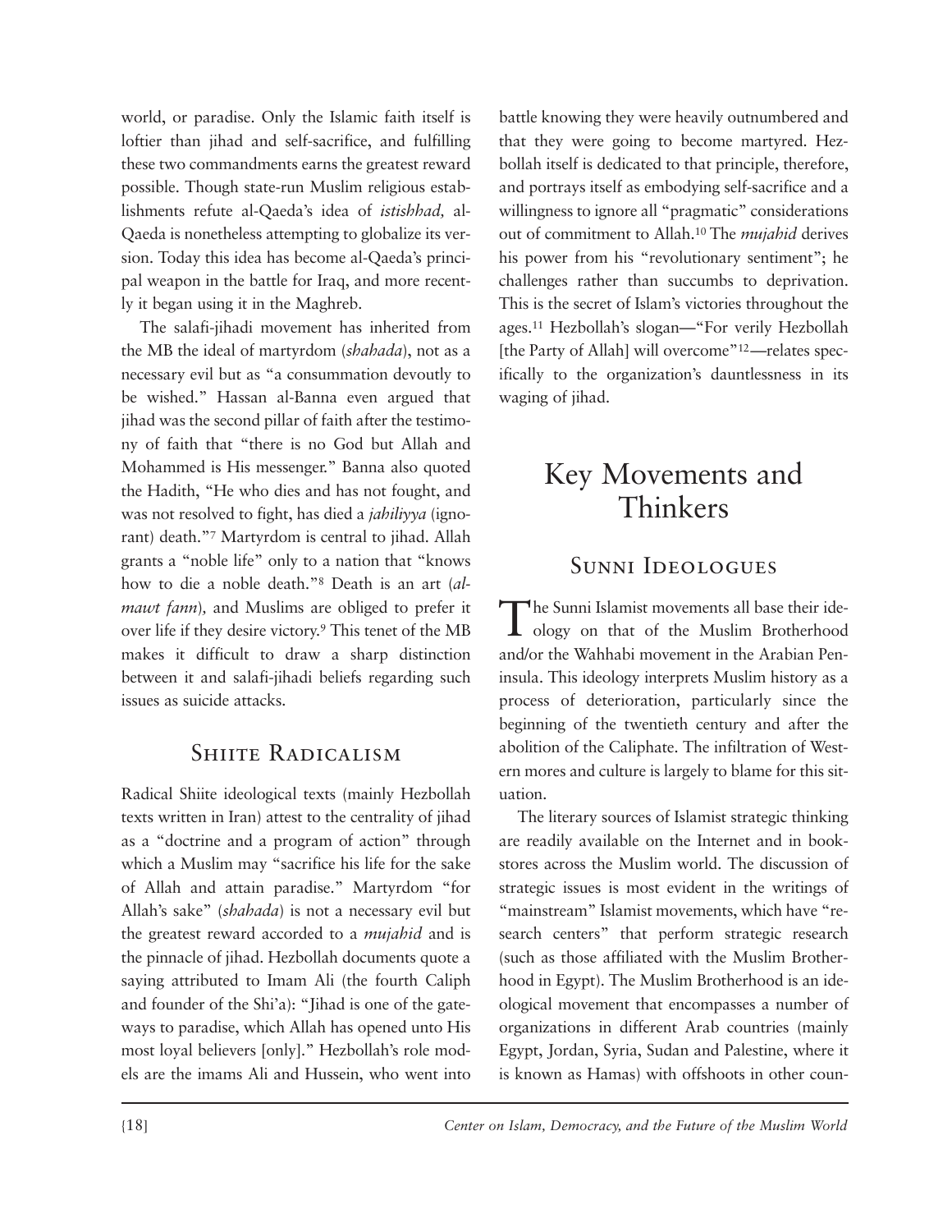world, or paradise. Only the Islamic faith itself is loftier than jihad and self-sacrifice, and fulfilling these two commandments earns the greatest reward possible. Though state-run Muslim religious establishments refute al-Qaeda's idea of *istishhad,* al-Qaeda is nonetheless attempting to globalize its version. Today this idea has become al-Qaeda's principal weapon in the battle for Iraq, and more recently it began using it in the Maghreb.

The salafi-jihadi movement has inherited from the MB the ideal of martyrdom (*shahada*), not as a necessary evil but as "a consummation devoutly to be wished." Hassan al-Banna even argued that jihad was the second pillar of faith after the testimony of faith that "there is no God but Allah and Mohammed is His messenger." Banna also quoted the Hadith, "He who dies and has not fought, and was not resolved to fight, has died a *jahiliyya* (ignorant) death."[7] Martyrdom is central to jihad. Allah grants a "noble life" only to a nation that "knows how to die a noble death."[8] Death is an art (*al-mawt fann*), and Muslims are obliged to prefer it over life if they desire victory.[9] This tenet of the MB makes it difficult to draw a sharp distinction between it and salafi-jihadi beliefs regarding such issues as suicide attacks.

## Shiite Radicalism

Radical Shiite ideological texts (mainly Hezbollah texts written in Iran) attest to the centrality of jihad as a "doctrine and a program of action" through which a Muslim may "sacrifice his life for the sake of Allah and attain paradise." Martyrdom "for Allah's sake" (*shahada*) is not a necessary evil but the greatest reward accorded to a *mujahid* and is the pinnacle of jihad. Hezbollah documents quote a saying attributed to Imam Ali (the fourth Caliph and founder of the Shi'a): "Jihad is one of the gateways to paradise, which Allah has opened unto His most loyal believers [only]." Hezbollah's role models are the imams Ali and Hussein, who went into battle knowing they were heavily outnumbered and that they were going to become martyred. Hezbollah itself is dedicated to that principle, therefore, and portrays itself as embodying self-sacrifice and a willingness to ignore all "pragmatic" considerations out of commitment to Allah.[10] The *mujahid* derives his power from his "revolutionary sentiment"; he challenges rather than succumbs to deprivation. This is the secret of Islam's victories throughout the ages.[11] Hezbollah's slogan—"For verily Hezbollah [the Party of Allah] will overcome"[12]—relates specifically to the organization's dauntlessness in its waging of jihad.

# Key Movements and Thinkers

## Sunni Ideologues

The Sunni Islamist movements all base their ideology on that of the Muslim Brotherhood and/or the Wahhabi movement in the Arabian Peninsula. This ideology interprets Muslim history as a process of deterioration, particularly since the beginning of the twentieth century and after the abolition of the Caliphate. The infiltration of Western mores and culture is largely to blame for this situation.

The literary sources of Islamist strategic thinking are readily available on the Internet and in bookstores across the Muslim world. The discussion of strategic issues is most evident in the writings of "mainstream" Islamist movements, which have "research centers" that perform strategic research (such as those affiliated with the Muslim Brotherhood in Egypt). The Muslim Brotherhood is an ideological movement that encompasses a number of organizations in different Arab countries (mainly Egypt, Jordan, Syria, Sudan and Palestine, where it is known as Hamas) with offshoots in other coun-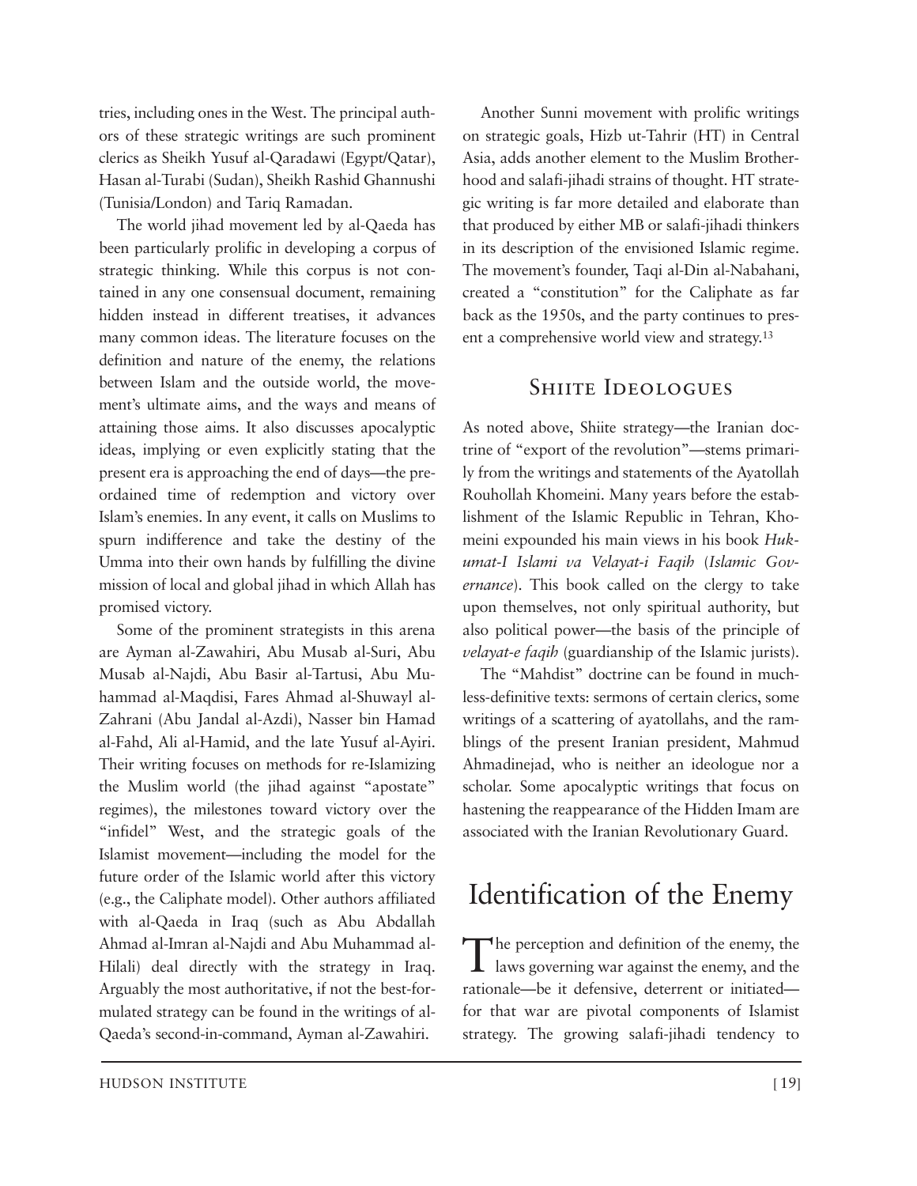tries, including ones in the West. The principal authors of these strategic writings are such prominent clerics as Sheikh Yusuf al-Qaradawi (Egypt/Qatar), Hasan al-Turabi (Sudan), Sheikh Rashid Ghannushi (Tunisia/London) and Tariq Ramadan.

The world jihad movement led by al-Qaeda has been particularly prolific in developing a corpus of strategic thinking. While this corpus is not contained in any one consensual document, remaining hidden instead in different treatises, it advances many common ideas. The literature focuses on the definition and nature of the enemy, the relations between Islam and the outside world, the movement's ultimate aims, and the ways and means of attaining those aims. It also discusses apocalyptic ideas, implying or even explicitly stating that the present era is approaching the end of days—the preordained time of redemption and victory over Islam's enemies. In any event, it calls on Muslims to spurn indifference and take the destiny of the Umma into their own hands by fulfilling the divine mission of local and global jihad in which Allah has promised victory.

Some of the prominent strategists in this arena are Ayman al-Zawahiri, Abu Musab al-Suri, Abu Musab al-Najdi, Abu Basir al-Tartusi, Abu Muhammad al-Maqdisi, Fares Ahmad al-Shuwayl al-Zahrani (Abu Jandal al-Azdi), Nasser bin Hamad al-Fahd, Ali al-Hamid, and the late Yusuf al-Ayiri. Their writing focuses on methods for re-Islamizing the Muslim world (the jihad against "apostate" regimes), the milestones toward victory over the "infidel" West, and the strategic goals of the Islamist movement—including the model for the future order of the Islamic world after this victory (e.g., the Caliphate model). Other authors affiliated with al-Qaeda in Iraq (such as Abu Abdallah Ahmad al-Imran al-Najdi and Abu Muhammad al-Hilali) deal directly with the strategy in Iraq. Arguably the most authoritative, if not the best-formulated strategy can be found in the writings of al-Qaeda's second-in-command, Ayman al-Zawahiri.

Another Sunni movement with prolific writings on strategic goals, Hizb ut-Tahrir (HT) in Central Asia, adds another element to the Muslim Brotherhood and salafi-jihadi strains of thought. HT strategic writing is far more detailed and elaborate than that produced by either MB or salafi-jihadi thinkers in its description of the envisioned Islamic regime. The movement's founder, Taqi al-Din al-Nabahani, created a "constitution" for the Caliphate as far back as the 1950s, and the party continues to present a comprehensive world view and strategy.[13]

### Shiite Ideologues

As noted above, Shiite strategy—the Iranian doctrine of "export of the revolution"—stems primarily from the writings and statements of the Ayatollah Rouhollah Khomeini. Many years before the establishment of the Islamic Republic in Tehran, Khomeini expounded his main views in his book *Hukumat-I Islami va Velayat-i Faqih* (*Islamic Governance*). This book called on the clergy to take upon themselves, not only spiritual authority, but also political power—the basis of the principle of *velayat-e faqih* (guardianship of the Islamic jurists).

The "Mahdist" doctrine can be found in much-less-definitive texts: sermons of certain clerics, some writings of a scattering of ayatollahs, and the ramblings of the present Iranian president, Mahmud Ahmadinejad, who is neither an ideologue nor a scholar. Some apocalyptic writings that focus on hastening the reappearance of the Hidden Imam are associated with the Iranian Revolutionary Guard.

## Identification of the Enemy

The perception and definition of the enemy, the laws governing war against the enemy, and the rationale—be it defensive, deterrent or initiated—for that war are pivotal components of Islamist strategy. The growing salafi-jihadi tendency to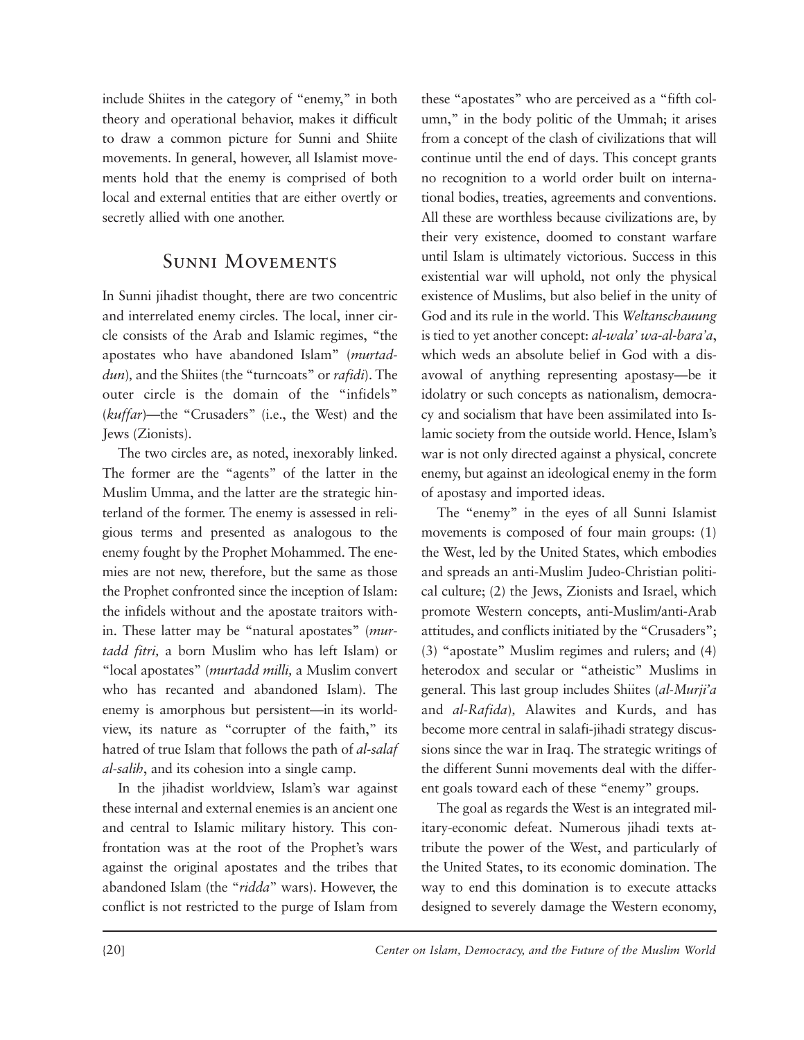include Shiites in the category of "enemy," in both theory and operational behavior, makes it difficult to draw a common picture for Sunni and Shiite movements. In general, however, all Islamist movements hold that the enemy is comprised of both local and external entities that are either overtly or secretly allied with one another.

## Sunni Movements

In Sunni jihadist thought, there are two concentric and interrelated enemy circles. The local, inner circle consists of the Arab and Islamic regimes, "the apostates who have abandoned Islam" (*murtaddun*), and the Shiites (the "turncoats" or *rafidi*). The outer circle is the domain of the "infidels" (*kuffar*)—the "Crusaders" (i.e., the West) and the Jews (Zionists).

The two circles are, as noted, inexorably linked. The former are the "agents" of the latter in the Muslim Umma, and the latter are the strategic hinterland of the former. The enemy is assessed in religious terms and presented as analogous to the enemy fought by the Prophet Mohammed. The enemies are not new, therefore, but the same as those the Prophet confronted since the inception of Islam: the infidels without and the apostate traitors within. These latter may be "natural apostates" (*murtadd fitri,* a born Muslim who has left Islam) or "local apostates" (*murtadd milli,* a Muslim convert who has recanted and abandoned Islam). The enemy is amorphous but persistent—in its worldview, its nature as "corrupter of the faith," its hatred of true Islam that follows the path of *al-salaf al-salih*, and its cohesion into a single camp.

In the jihadist worldview, Islam's war against these internal and external enemies is an ancient one and central to Islamic military history. This confrontation was at the root of the Prophet's wars against the original apostates and the tribes that abandoned Islam (the "*ridda*" wars). However, the conflict is not restricted to the purge of Islam from these "apostates" who are perceived as a "fifth column," in the body politic of the Ummah; it arises from a concept of the clash of civilizations that will continue until the end of days. This concept grants no recognition to a world order built on international bodies, treaties, agreements and conventions. All these are worthless because civilizations are, by their very existence, doomed to constant warfare until Islam is ultimately victorious. Success in this existential war will uphold, not only the physical existence of Muslims, but also belief in the unity of God and its rule in the world. This *Weltanschauung* is tied to yet another concept: *al-wala' wa-al-bara'a*, which weds an absolute belief in God with a disavowal of anything representing apostasy—be it idolatry or such concepts as nationalism, democracy and socialism that have been assimilated into Islamic society from the outside world. Hence, Islam's war is not only directed against a physical, concrete enemy, but against an ideological enemy in the form of apostasy and imported ideas.

The "enemy" in the eyes of all Sunni Islamist movements is composed of four main groups: (1) the West, led by the United States, which embodies and spreads an anti-Muslim Judeo-Christian political culture; (2) the Jews, Zionists and Israel, which promote Western concepts, anti-Muslim/anti-Arab attitudes, and conflicts initiated by the "Crusaders"; (3) "apostate" Muslim regimes and rulers; and (4) heterodox and secular or "atheistic" Muslims in general. This last group includes Shiites (*al-Murji'a* and *al-Rafida*), Alawites and Kurds, and has become more central in salafi-jihadi strategy discussions since the war in Iraq. The strategic writings of the different Sunni movements deal with the different goals toward each of these "enemy" groups.

The goal as regards the West is an integrated military-economic defeat. Numerous jihadi texts attribute the power of the West, and particularly of the United States, to its economic domination. The way to end this domination is to execute attacks designed to severely damage the Western economy,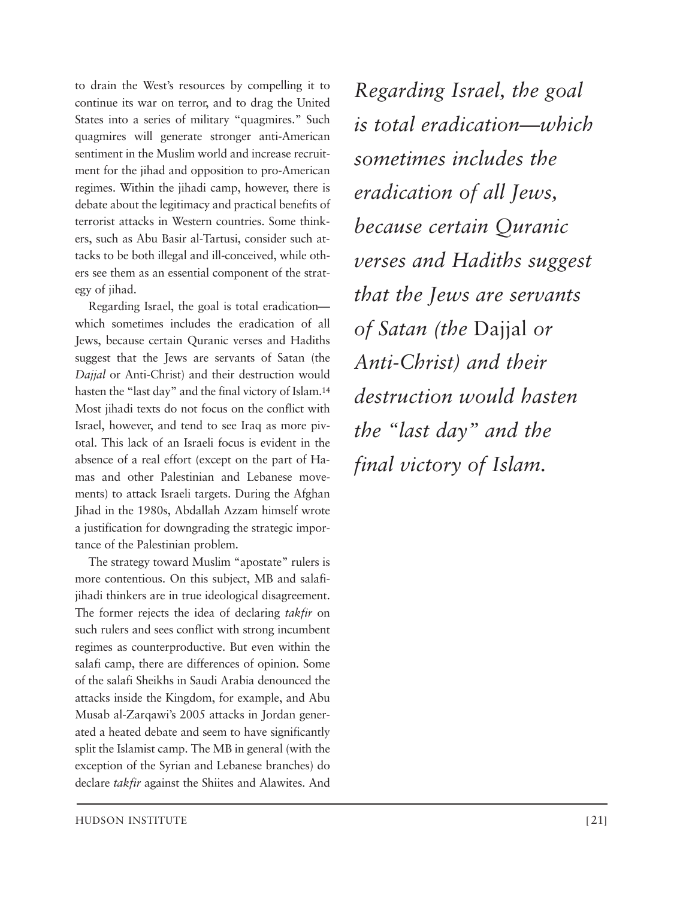to drain the West's resources by compelling it to continue its war on terror, and to drag the United States into a series of military "quagmires." Such quagmires will generate stronger anti-American sentiment in the Muslim world and increase recruitment for the jihad and opposition to pro-American regimes. Within the jihadi camp, however, there is debate about the legitimacy and practical benefits of terrorist attacks in Western countries. Some thinkers, such as Abu Basir al-Tartusi, consider such attacks to be both illegal and ill-conceived, while others see them as an essential component of the strategy of jihad.

Regarding Israel, the goal is total eradication—which sometimes includes the eradication of all Jews, because certain Quranic verses and Hadiths suggest that the Jews are servants of Satan (the *Dajjal* or Anti-Christ) and their destruction would hasten the "last day" and the final victory of Islam.[14] Most jihadi texts do not focus on the conflict with Israel, however, and tend to see Iraq as more pivotal. This lack of an Israeli focus is evident in the absence of a real effort (except on the part of Hamas and other Palestinian and Lebanese movements) to attack Israeli targets. During the Afghan Jihad in the 1980s, Abdallah Azzam himself wrote a justification for downgrading the strategic importance of the Palestinian problem.

The strategy toward Muslim "apostate" rulers is more contentious. On this subject, MB and salafi-jihadi thinkers are in true ideological disagreement. The former rejects the idea of declaring *takfir* on such rulers and sees conflict with strong incumbent regimes as counterproductive. But even within the salafi camp, there are differences of opinion. Some of the salafi Sheikhs in Saudi Arabia denounced the attacks inside the Kingdom, for example, and Abu Musab al-Zarqawi's 2005 attacks in Jordan generated a heated debate and seem to have significantly split the Islamist camp. The MB in general (with the exception of the Syrian and Lebanese branches) do declare *takfir* against the Shiites and Alawites. And

*Regarding Israel, the goal is total eradication—which sometimes includes the eradication of all Jews, because certain Quranic verses and Hadiths suggest that the Jews are servants of Satan (the* Dajjal *or Anti-Christ) and their destruction would hasten the "last day" and the final victory of Islam.*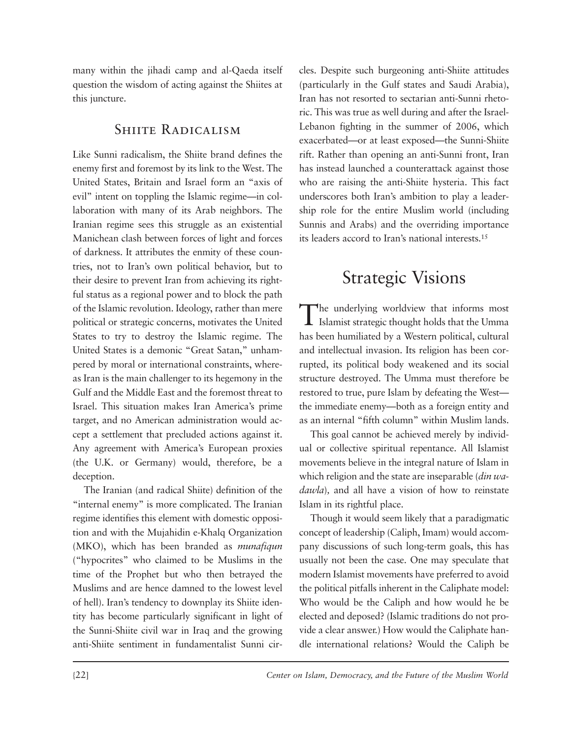many within the jihadi camp and al-Qaeda itself question the wisdom of acting against the Shiites at this juncture.

### Shiite Radicalism

Like Sunni radicalism, the Shiite brand defines the enemy first and foremost by its link to the West. The United States, Britain and Israel form an "axis of evil" intent on toppling the Islamic regime—in collaboration with many of its Arab neighbors. The Iranian regime sees this struggle as an existential Manichean clash between forces of light and forces of darkness. It attributes the enmity of these countries, not to Iran's own political behavior, but to their desire to prevent Iran from achieving its rightful status as a regional power and to block the path of the Islamic revolution. Ideology, rather than mere political or strategic concerns, motivates the United States to try to destroy the Islamic regime. The United States is a demonic "Great Satan," unhampered by moral or international constraints, whereas Iran is the main challenger to its hegemony in the Gulf and the Middle East and the foremost threat to Israel. This situation makes Iran America's prime target, and no American administration would accept a settlement that precluded actions against it. Any agreement with America's European proxies (the U.K. or Germany) would, therefore, be a deception.

The Iranian (and radical Shiite) definition of the "internal enemy" is more complicated. The Iranian regime identifies this element with domestic opposition and with the Mujahidin e-Khalq Organization (MKO), which has been branded as *munafiqun* ("hypocrites" who claimed to be Muslims in the time of the Prophet but who then betrayed the Muslims and are hence damned to the lowest level of hell). Iran's tendency to downplay its Shiite identity has become particularly significant in light of the Sunni-Shiite civil war in Iraq and the growing anti-Shiite sentiment in fundamentalist Sunni circles. Despite such burgeoning anti-Shiite attitudes (particularly in the Gulf states and Saudi Arabia), Iran has not resorted to sectarian anti-Sunni rhetoric. This was true as well during and after the Israel-Lebanon fighting in the summer of 2006, which exacerbated—or at least exposed—the Sunni-Shiite rift. Rather than opening an anti-Sunni front, Iran has instead launched a counterattack against those who are raising the anti-Shiite hysteria. This fact underscores both Iran's ambition to play a leadership role for the entire Muslim world (including Sunnis and Arabs) and the overriding importance its leaders accord to Iran's national interests.[15]

## Strategic Visions

The underlying worldview that informs most Islamist strategic thought holds that the Umma has been humiliated by a Western political, cultural and intellectual invasion. Its religion has been corrupted, its political body weakened and its social structure destroyed. The Umma must therefore be restored to true, pure Islam by defeating the West—the immediate enemy—both as a foreign entity and as an internal "fifth column" within Muslim lands.

This goal cannot be achieved merely by individual or collective spiritual repentance. All Islamist movements believe in the integral nature of Islam in which religion and the state are inseparable (*din wa-dawla*), and all have a vision of how to reinstate Islam in its rightful place.

Though it would seem likely that a paradigmatic concept of leadership (Caliph, Imam) would accompany discussions of such long-term goals, this has usually not been the case. One may speculate that modern Islamist movements have preferred to avoid the political pitfalls inherent in the Caliphate model: Who would be the Caliph and how would he be elected and deposed? (Islamic traditions do not provide a clear answer.) How would the Caliphate handle international relations? Would the Caliph be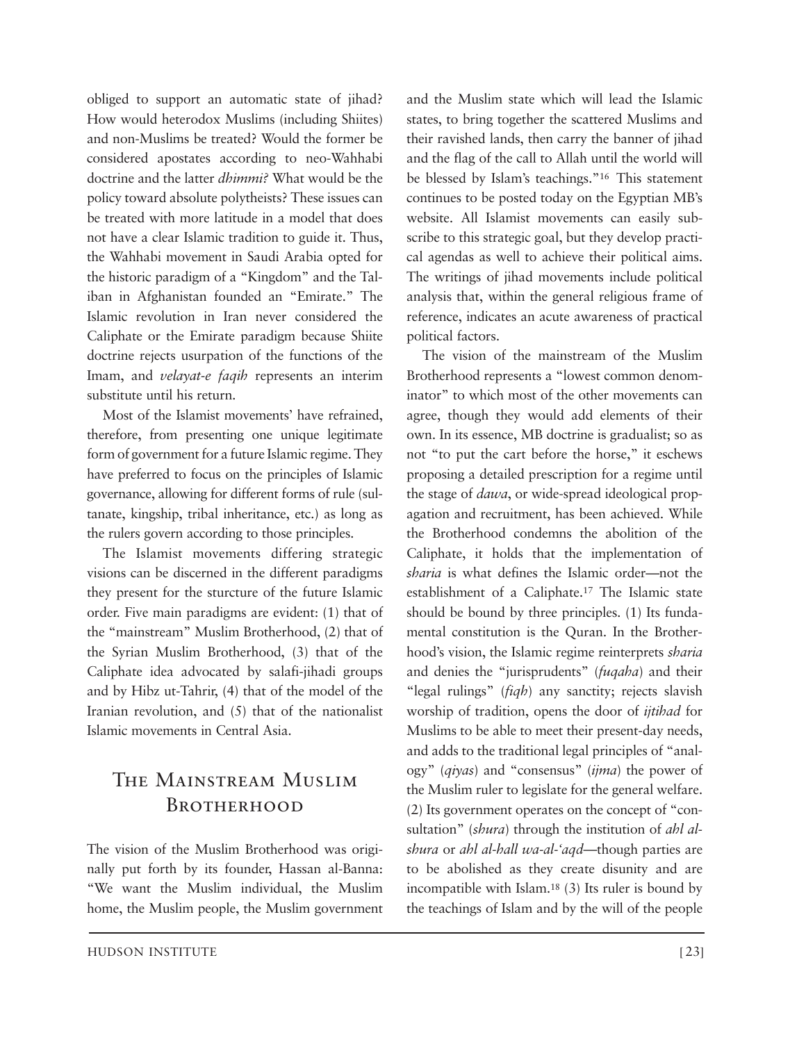obliged to support an automatic state of jihad? How would heterodox Muslims (including Shiites) and non-Muslims be treated? Would the former be considered apostates according to neo-Wahhabi doctrine and the latter *dhimmi?* What would be the policy toward absolute polytheists? These issues can be treated with more latitude in a model that does not have a clear Islamic tradition to guide it. Thus, the Wahhabi movement in Saudi Arabia opted for the historic paradigm of a "Kingdom" and the Taliban in Afghanistan founded an "Emirate." The Islamic revolution in Iran never considered the Caliphate or the Emirate paradigm because Shiite doctrine rejects usurpation of the functions of the Imam, and *velayat-e faqih* represents an interim substitute until his return.

Most of the Islamist movements' have refrained, therefore, from presenting one unique legitimate form of government for a future Islamic regime. They have preferred to focus on the principles of Islamic governance, allowing for different forms of rule (sultanate, kingship, tribal inheritance, etc.) as long as the rulers govern according to those principles.

The Islamist movements differing strategic visions can be discerned in the different paradigms they present for the sturcture of the future Islamic order. Five main paradigms are evident: (1) that of the "mainstream" Muslim Brotherhood, (2) that of the Syrian Muslim Brotherhood, (3) that of the Caliphate idea advocated by salafi-jihadi groups and by Hibz ut-Tahrir, (4) that of the model of the Iranian revolution, and (5) that of the nationalist Islamic movements in Central Asia.

## The Mainstream Muslim Brotherhood

The vision of the Muslim Brotherhood was originally put forth by its founder, Hassan al-Banna: "We want the Muslim individual, the Muslim home, the Muslim people, the Muslim government and the Muslim state which will lead the Islamic states, to bring together the scattered Muslims and their ravished lands, then carry the banner of jihad and the flag of the call to Allah until the world will be blessed by Islam's teachings."[16] This statement continues to be posted today on the Egyptian MB's website. All Islamist movements can easily subscribe to this strategic goal, but they develop practical agendas as well to achieve their political aims. The writings of jihad movements include political analysis that, within the general religious frame of reference, indicates an acute awareness of practical political factors.

The vision of the mainstream of the Muslim Brotherhood represents a "lowest common denominator" to which most of the other movements can agree, though they would add elements of their own. In its essence, MB doctrine is gradualist; so as not "to put the cart before the horse," it eschews proposing a detailed prescription for a regime until the stage of *dawa*, or wide-spread ideological propagation and recruitment, has been achieved. While the Brotherhood condemns the abolition of the Caliphate, it holds that the implementation of *sharia* is what defines the Islamic order—not the establishment of a Caliphate.[17] The Islamic state should be bound by three principles. (1) Its fundamental constitution is the Quran. In the Brotherhood's vision, the Islamic regime reinterprets *sharia* and denies the "jurisprudents" (*fuqaha*) and their "legal rulings" (*fiqh*) any sanctity; rejects slavish worship of tradition, opens the door of *ijtihad* for Muslims to be able to meet their present-day needs, and adds to the traditional legal principles of "analogy" (*qiyas*) and "consensus" (*ijma*) the power of the Muslim ruler to legislate for the general welfare. (2) Its government operates on the concept of "consultation" (*shura*) through the institution of *ahl al-shura* or *ahl al-hall wa-al-'aqd*—though parties are to be abolished as they create disunity and are incompatible with Islam.[18] (3) Its ruler is bound by the teachings of Islam and by the will of the people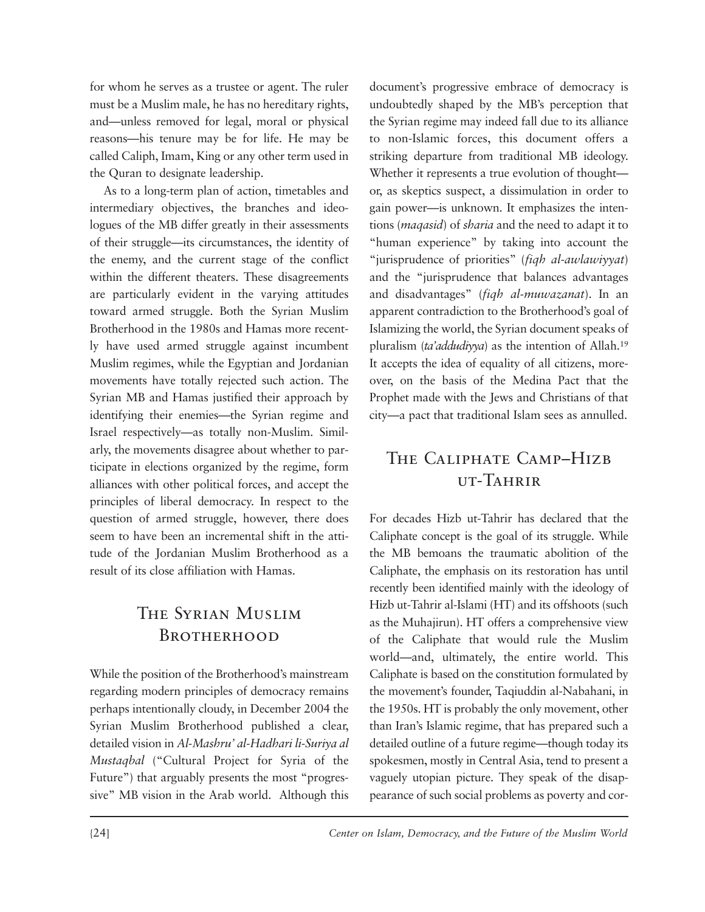for whom he serves as a trustee or agent. The ruler must be a Muslim male, he has no hereditary rights, and—unless removed for legal, moral or physical reasons—his tenure may be for life. He may be called Caliph, Imam, King or any other term used in the Quran to designate leadership.

As to a long-term plan of action, timetables and intermediary objectives, the branches and ideologues of the MB differ greatly in their assessments of their struggle—its circumstances, the identity of the enemy, and the current stage of the conflict within the different theaters. These disagreements are particularly evident in the varying attitudes toward armed struggle. Both the Syrian Muslim Brotherhood in the 1980s and Hamas more recently have used armed struggle against incumbent Muslim regimes, while the Egyptian and Jordanian movements have totally rejected such action. The Syrian MB and Hamas justified their approach by identifying their enemies—the Syrian regime and Israel respectively—as totally non-Muslim. Similarly, the movements disagree about whether to participate in elections organized by the regime, form alliances with other political forces, and accept the principles of liberal democracy. In respect to the question of armed struggle, however, there does seem to have been an incremental shift in the attitude of the Jordanian Muslim Brotherhood as a result of its close affiliation with Hamas.

## The Syrian Muslim Brotherhood

While the position of the Brotherhood's mainstream regarding modern principles of democracy remains perhaps intentionally cloudy, in December 2004 the Syrian Muslim Brotherhood published a clear, detailed vision in *Al-Mashru' al-Hadhari li-Suriya al Mustaqbal* ("Cultural Project for Syria of the Future") that arguably presents the most "progressive" MB vision in the Arab world. Although this document's progressive embrace of democracy is undoubtedly shaped by the MB's perception that the Syrian regime may indeed fall due to its alliance to non-Islamic forces, this document offers a striking departure from traditional MB ideology. Whether it represents a true evolution of thought—or, as skeptics suspect, a dissimulation in order to gain power—is unknown. It emphasizes the intentions (*maqasid*) of *sharia* and the need to adapt it to "human experience" by taking into account the "jurisprudence of priorities" (*fiqh al-awlawiyyat*) and the "jurisprudence that balances advantages and disadvantages" (*fiqh al-muwazanat*). In an apparent contradiction to the Brotherhood's goal of Islamizing the world, the Syrian document speaks of pluralism (*ta'addudiyya*) as the intention of Allah.[19] It accepts the idea of equality of all citizens, moreover, on the basis of the Medina Pact that the Prophet made with the Jews and Christians of that city—a pact that traditional Islam sees as annulled.

## The Caliphate Camp–Hizb ut-Tahrir

For decades Hizb ut-Tahrir has declared that the Caliphate concept is the goal of its struggle. While the MB bemoans the traumatic abolition of the Caliphate, the emphasis on its restoration has until recently been identified mainly with the ideology of Hizb ut-Tahrir al-Islami (HT) and its offshoots (such as the Muhajirun). HT offers a comprehensive view of the Caliphate that would rule the Muslim world—and, ultimately, the entire world. This Caliphate is based on the constitution formulated by the movement's founder, Taqiuddin al-Nabahani, in the 1950s. HT is probably the only movement, other than Iran's Islamic regime, that has prepared such a detailed outline of a future regime—though today its spokesmen, mostly in Central Asia, tend to present a vaguely utopian picture. They speak of the disappearance of such social problems as poverty and cor-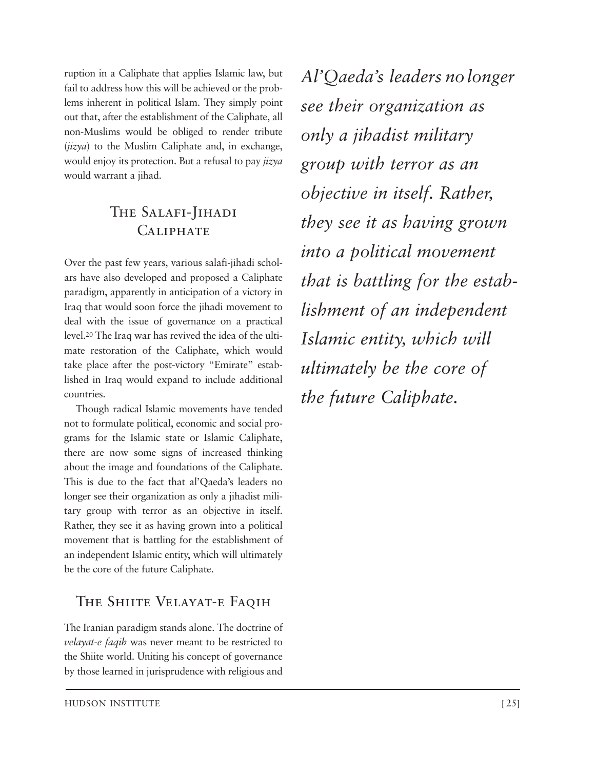ruption in a Caliphate that applies Islamic law, but fail to address how this will be achieved or the problems inherent in political Islam. They simply point out that, after the establishment of the Caliphate, all non-Muslims would be obliged to render tribute (*jizya*) to the Muslim Caliphate and, in exchange, would enjoy its protection. But a refusal to pay *jizya* would warrant a jihad.

## The Salafi-Jihadi Caliphate

Over the past few years, various salafi-jihadi scholars have also developed and proposed a Caliphate paradigm, apparently in anticipation of a victory in Iraq that would soon force the jihadi movement to deal with the issue of governance on a practical level.[20] The Iraq war has revived the idea of the ultimate restoration of the Caliphate, which would take place after the post-victory "Emirate" established in Iraq would expand to include additional countries.

Though radical Islamic movements have tended not to formulate political, economic and social programs for the Islamic state or Islamic Caliphate, there are now some signs of increased thinking about the image and foundations of the Caliphate. This is due to the fact that al'Qaeda's leaders no longer see their organization as only a jihadist military group with terror as an objective in itself. Rather, they see it as having grown into a political movement that is battling for the establishment of an independent Islamic entity, which will ultimately be the core of the future Caliphate.

*Al'Qaeda's leaders no longer see their organization as only a jihadist military group with terror as an objective in itself. Rather, they see it as having grown into a political movement that is battling for the establishment of an independent Islamic entity, which will ultimately be the core of the future Caliphate.*

## The Shiite Velayat-e Faqih

The Iranian paradigm stands alone. The doctrine of *velayat-e faqih* was never meant to be restricted to the Shiite world. Uniting his concept of governance by those learned in jurisprudence with religious and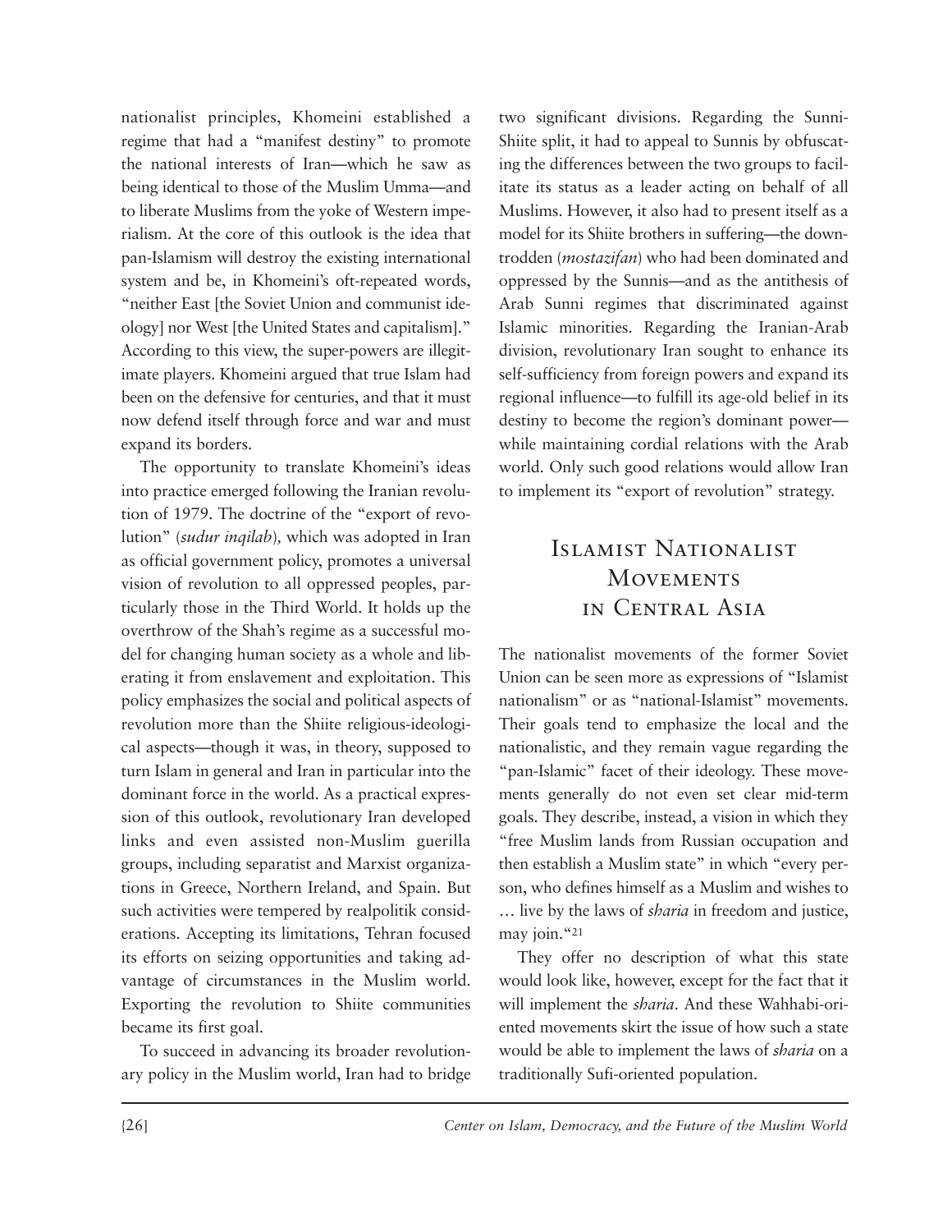nationalist principles, Khomeini established a regime that had a "manifest destiny" to promote the national interests of Iran—which he saw as being identical to those of the Muslim Umma—and to liberate Muslims from the yoke of Western imperialism. At the core of this outlook is the idea that pan-Islamism will destroy the existing international system and be, in Khomeini's oft-repeated words, "neither East [the Soviet Union and communist ideology] nor West [the United States and capitalism]." According to this view, the super-powers are illegitimate players. Khomeini argued that true Islam had been on the defensive for centuries, and that it must now defend itself through force and war and must expand its borders.

The opportunity to translate Khomeini's ideas into practice emerged following the Iranian revolution of 1979. The doctrine of the "export of revolution" (*sudur inqilab*), which was adopted in Iran as official government policy, promotes a universal vision of revolution to all oppressed peoples, particularly those in the Third World. It holds up the overthrow of the Shah's regime as a successful model for changing human society as a whole and liberating it from enslavement and exploitation. This policy emphasizes the social and political aspects of revolution more than the Shiite religious-ideological aspects—though it was, in theory, supposed to turn Islam in general and Iran in particular into the dominant force in the world. As a practical expression of this outlook, revolutionary Iran developed links and even assisted non-Muslim guerilla groups, including separatist and Marxist organizations in Greece, Northern Ireland, and Spain. But such activities were tempered by realpolitik considerations. Accepting its limitations, Tehran focused its efforts on seizing opportunities and taking advantage of circumstances in the Muslim world. Exporting the revolution to Shiite communities became its first goal.

To succeed in advancing its broader revolutionary policy in the Muslim world, Iran had to bridge two significant divisions. Regarding the Sunni-Shiite split, it had to appeal to Sunnis by obfuscating the differences between the two groups to facilitate its status as a leader acting on behalf of all Muslims. However, it also had to present itself as a model for its Shiite brothers in suffering—the downtrodden (*mostazifan*) who had been dominated and oppressed by the Sunnis—and as the antithesis of Arab Sunni regimes that discriminated against Islamic minorities. Regarding the Iranian-Arab division, revolutionary Iran sought to enhance its self-sufficiency from foreign powers and expand its regional influence—to fulfill its age-old belief in its destiny to become the region's dominant power—while maintaining cordial relations with the Arab world. Only such good relations would allow Iran to implement its "export of revolution" strategy.

## Islamist Nationalist Movements in Central Asia

The nationalist movements of the former Soviet Union can be seen more as expressions of "Islamist nationalism" or as "national-Islamist" movements. Their goals tend to emphasize the local and the nationalistic, and they remain vague regarding the "pan-Islamic" facet of their ideology. These movements generally do not even set clear mid-term goals. They describe, instead, a vision in which they "free Muslim lands from Russian occupation and then establish a Muslim state" in which "every person, who defines himself as a Muslim and wishes to … live by the laws of *sharia* in freedom and justice, may join."[21]

They offer no description of what this state would look like, however, except for the fact that it will implement the *sharia*. And these Wahhabi-oriented movements skirt the issue of how such a state would be able to implement the laws of *sharia* on a traditionally Sufi-oriented population.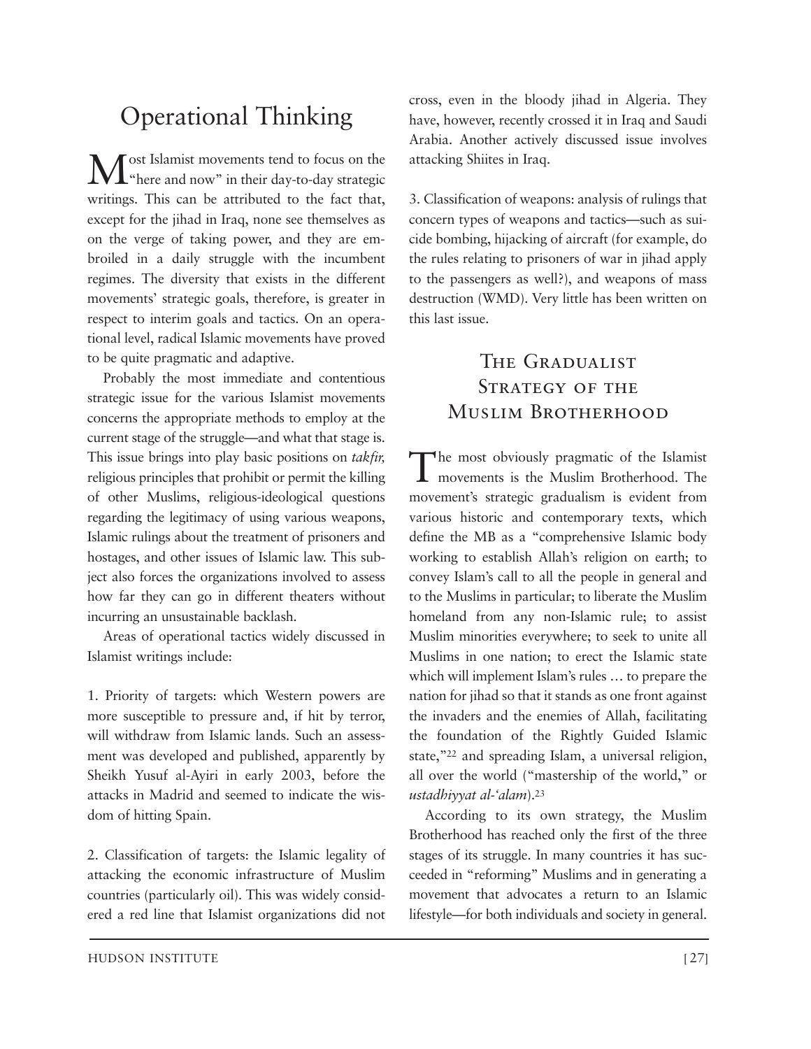## Operational Thinking

Most Islamist movements tend to focus on the "here and now" in their day-to-day strategic writings. This can be attributed to the fact that, except for the jihad in Iraq, none see themselves as on the verge of taking power, and they are embroiled in a daily struggle with the incumbent regimes. The diversity that exists in the different movements' strategic goals, therefore, is greater in respect to interim goals and tactics. On an operational level, radical Islamic movements have proved to be quite pragmatic and adaptive.

Probably the most immediate and contentious strategic issue for the various Islamist movements concerns the appropriate methods to employ at the current stage of the struggle—and what that stage is. This issue brings into play basic positions on *takfir,* religious principles that prohibit or permit the killing of other Muslims, religious-ideological questions regarding the legitimacy of using various weapons, Islamic rulings about the treatment of prisoners and hostages, and other issues of Islamic law. This subject also forces the organizations involved to assess how far they can go in different theaters without incurring an unsustainable backlash.

Areas of operational tactics widely discussed in Islamist writings include:

1. Priority of targets: which Western powers are more susceptible to pressure and, if hit by terror, will withdraw from Islamic lands. Such an assessment was developed and published, apparently by Sheikh Yusuf al-Ayiri in early 2003, before the attacks in Madrid and seemed to indicate the wisdom of hitting Spain.

2. Classification of targets: the Islamic legality of attacking the economic infrastructure of Muslim countries (particularly oil). This was widely considered a red line that Islamist organizations did not cross, even in the bloody jihad in Algeria. They have, however, recently crossed it in Iraq and Saudi Arabia. Another actively discussed issue involves attacking Shiites in Iraq.

3. Classification of weapons: analysis of rulings that concern types of weapons and tactics—such as suicide bombing, hijacking of aircraft (for example, do the rules relating to prisoners of war in jihad apply to the passengers as well?), and weapons of mass destruction (WMD). Very little has been written on this last issue.

## The Gradualist Strategy of the Muslim Brotherhood

The most obviously pragmatic of the Islamist movements is the Muslim Brotherhood. The movement's strategic gradualism is evident from various historic and contemporary texts, which define the MB as a "comprehensive Islamic body working to establish Allah's religion on earth; to convey Islam's call to all the people in general and to the Muslims in particular; to liberate the Muslim homeland from any non-Islamic rule; to assist Muslim minorities everywhere; to seek to unite all Muslims in one nation; to erect the Islamic state which will implement Islam's rules … to prepare the nation for jihad so that it stands as one front against the invaders and the enemies of Allah, facilitating the foundation of the Rightly Guided Islamic state,"[22] and spreading Islam, a universal religion, all over the world ("mastership of the world," or *ustadhiyyat al-'alam*).[23]

According to its own strategy, the Muslim Brotherhood has reached only the first of the three stages of its struggle. In many countries it has succeeded in "reforming" Muslims and in generating a movement that advocates a return to an Islamic lifestyle—for both individuals and society in general.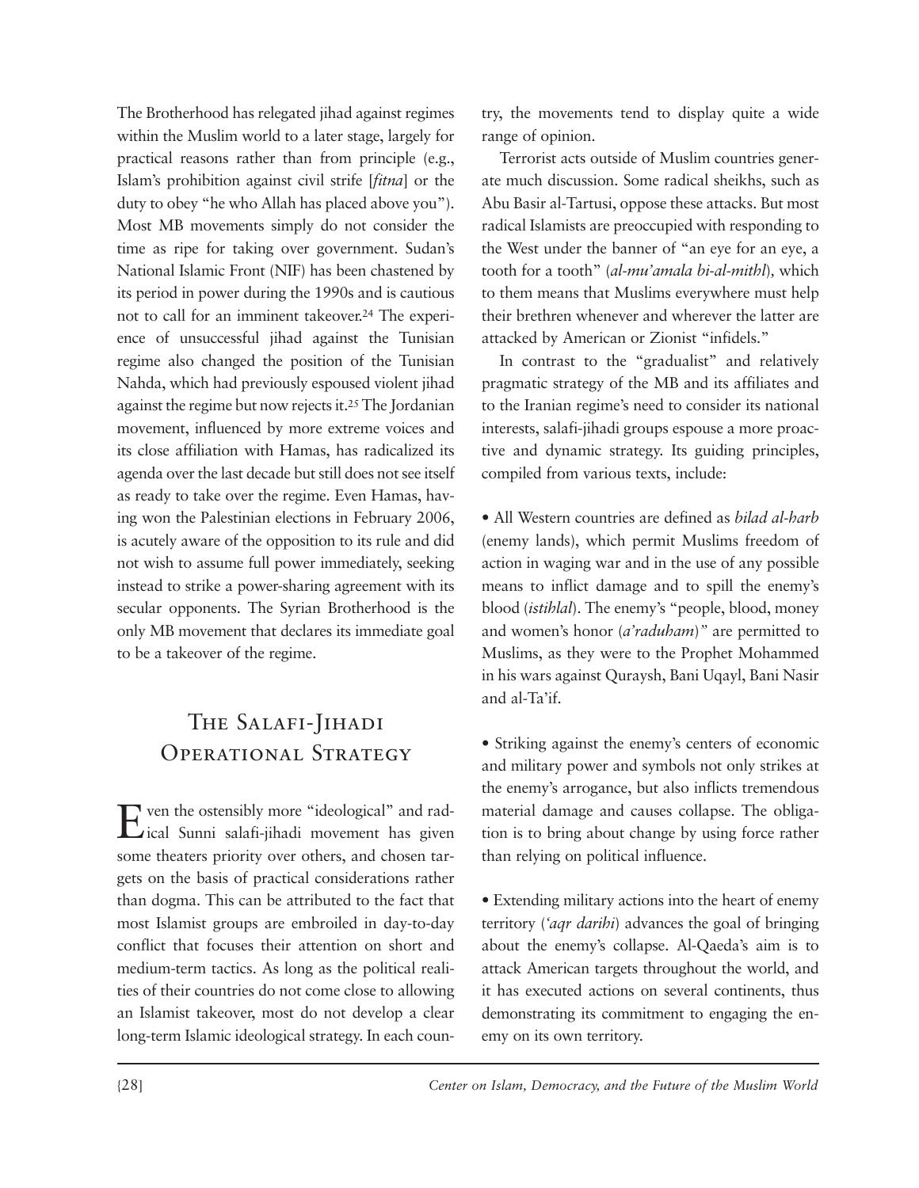The Brotherhood has relegated jihad against regimes within the Muslim world to a later stage, largely for practical reasons rather than from principle (e.g., Islam's prohibition against civil strife [*fitna*] or the duty to obey "he who Allah has placed above you"). Most MB movements simply do not consider the time as ripe for taking over government. Sudan's National Islamic Front (NIF) has been chastened by its period in power during the 1990s and is cautious not to call for an imminent takeover.[24] The experience of unsuccessful jihad against the Tunisian regime also changed the position of the Tunisian Nahda, which had previously espoused violent jihad against the regime but now rejects it.[25] The Jordanian movement, influenced by more extreme voices and its close affiliation with Hamas, has radicalized its agenda over the last decade but still does not see itself as ready to take over the regime. Even Hamas, having won the Palestinian elections in February 2006, is acutely aware of the opposition to its rule and did not wish to assume full power immediately, seeking instead to strike a power-sharing agreement with its secular opponents. The Syrian Brotherhood is the only MB movement that declares its immediate goal to be a takeover of the regime.

## The Salafi-Jihadi Operational Strategy

Even the ostensibly more "ideological" and radical Sunni salafi-jihadi movement has given some theaters priority over others, and chosen targets on the basis of practical considerations rather than dogma. This can be attributed to the fact that most Islamist groups are embroiled in day-to-day conflict that focuses their attention on short and medium-term tactics. As long as the political realities of their countries do not come close to allowing an Islamist takeover, most do not develop a clear long-term Islamic ideological strategy. In each country, the movements tend to display quite a wide range of opinion.

Terrorist acts outside of Muslim countries generate much discussion. Some radical sheikhs, such as Abu Basir al-Tartusi, oppose these attacks. But most radical Islamists are preoccupied with responding to the West under the banner of "an eye for an eye, a tooth for a tooth" (*al-mu'amala bi-al-mithl*), which to them means that Muslims everywhere must help their brethren whenever and wherever the latter are attacked by American or Zionist "infidels."

In contrast to the "gradualist" and relatively pragmatic strategy of the MB and its affiliates and to the Iranian regime's need to consider its national interests, salafi-jihadi groups espouse a more proactive and dynamic strategy. Its guiding principles, compiled from various texts, include:

- All Western countries are defined as *bilad al-harb* (enemy lands), which permit Muslims freedom of action in waging war and in the use of any possible means to inflict damage and to spill the enemy's blood (*istihlal*). The enemy's "people, blood, money and women's honor (*a'raduham*)" are permitted to Muslims, as they were to the Prophet Mohammed in his wars against Quraysh, Bani Uqayl, Bani Nasir and al-Ta'if.

- Striking against the enemy's centers of economic and military power and symbols not only strikes at the enemy's arrogance, but also inflicts tremendous material damage and causes collapse. The obligation is to bring about change by using force rather than relying on political influence.

- Extending military actions into the heart of enemy territory (*'aqr darihi*) advances the goal of bringing about the enemy's collapse. Al-Qaeda's aim is to attack American targets throughout the world, and it has executed actions on several continents, thus demonstrating its commitment to engaging the enemy on its own territory.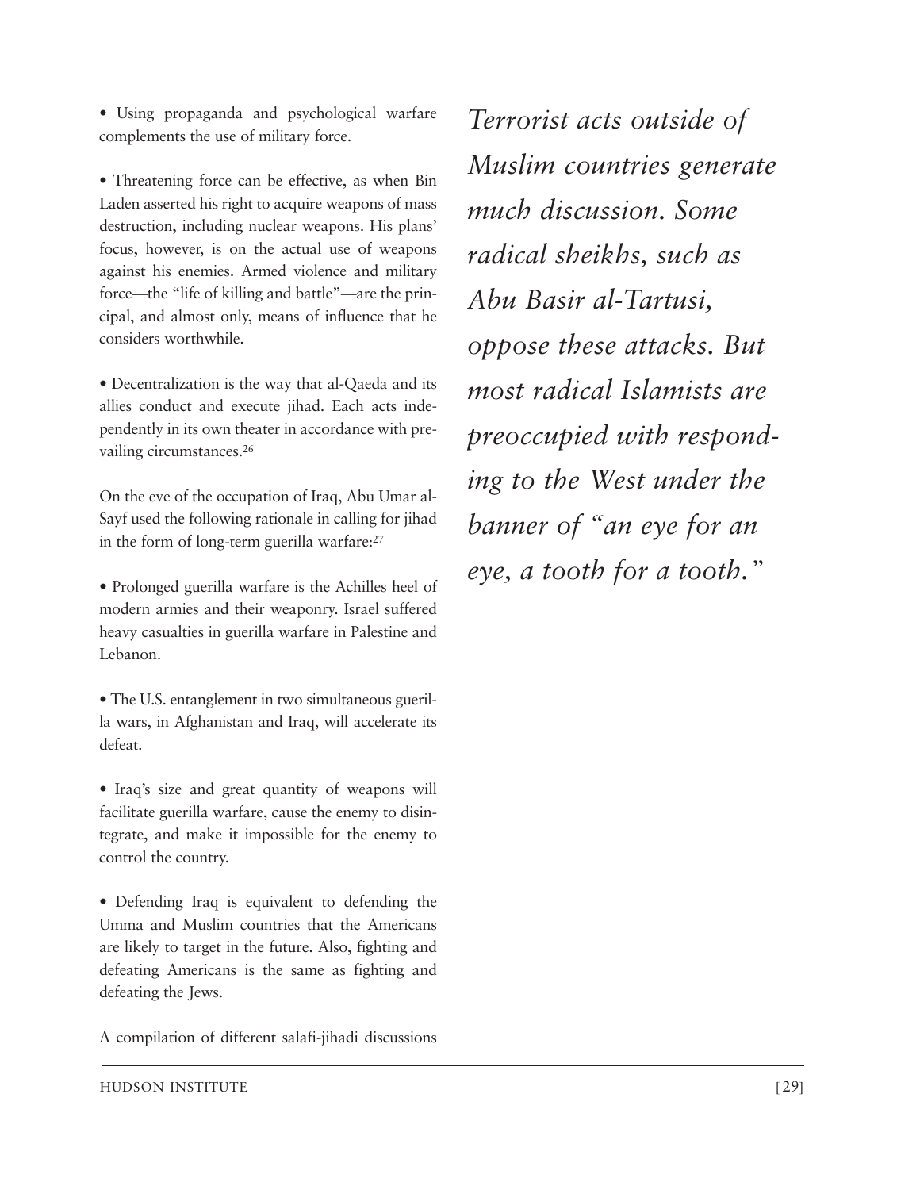- Using propaganda and psychological warfare complements the use of military force.

- Threatening force can be effective, as when Bin Laden asserted his right to acquire weapons of mass destruction, including nuclear weapons. His plans' focus, however, is on the actual use of weapons against his enemies. Armed violence and military force—the "life of killing and battle"—are the principal, and almost only, means of influence that he considers worthwhile.

- Decentralization is the way that al-Qaeda and its allies conduct and execute jihad. Each acts independently in its own theater in accordance with prevailing circumstances.[26]

On the eve of the occupation of Iraq, Abu Umar al-Sayf used the following rationale in calling for jihad in the form of long-term guerilla warfare:[27]

- Prolonged guerilla warfare is the Achilles heel of modern armies and their weaponry. Israel suffered heavy casualties in guerilla warfare in Palestine and Lebanon.

- The U.S. entanglement in two simultaneous guerilla wars, in Afghanistan and Iraq, will accelerate its defeat.

- Iraq's size and great quantity of weapons will facilitate guerilla warfare, cause the enemy to disintegrate, and make it impossible for the enemy to control the country.

- Defending Iraq is equivalent to defending the Umma and Muslim countries that the Americans are likely to target in the future. Also, fighting and defeating Americans is the same as fighting and defeating the Jews.

A compilation of different salafi-jihadi discussions

*Terrorist acts outside of Muslim countries generate much discussion. Some radical sheikhs, such as Abu Basir al-Tartusi, oppose these attacks. But most radical Islamists are preoccupied with responding to the West under the banner of "an eye for an eye, a tooth for a tooth."*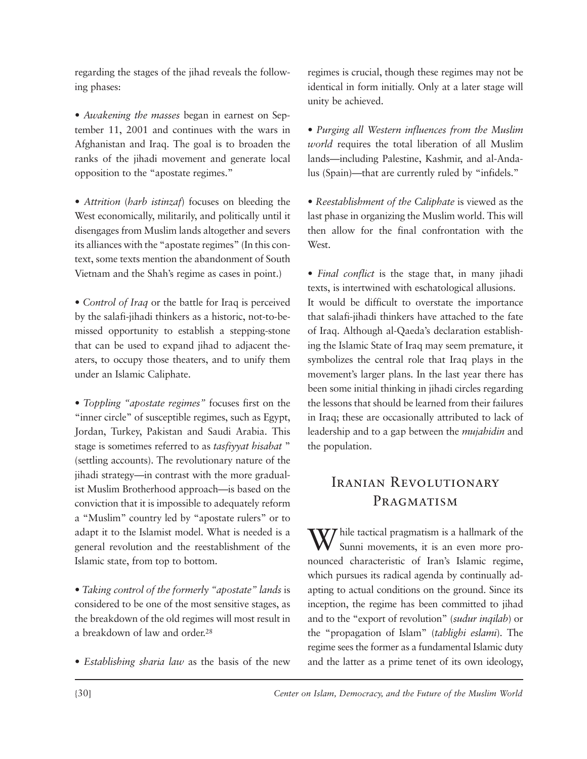regarding the stages of the jihad reveals the following phases:

- *Awakening the masses* began in earnest on September 11, 2001 and continues with the wars in Afghanistan and Iraq. The goal is to broaden the ranks of the jihadi movement and generate local opposition to the "apostate regimes."

- *Attrition* (*harb istinzaf*) focuses on bleeding the West economically, militarily, and politically until it disengages from Muslim lands altogether and severs its alliances with the "apostate regimes" (In this context, some texts mention the abandonment of South Vietnam and the Shah's regime as cases in point.)

- *Control of Iraq* or the battle for Iraq is perceived by the salafi-jihadi thinkers as a historic, not-to-be-missed opportunity to establish a stepping-stone that can be used to expand jihad to adjacent theaters, to occupy those theaters, and to unify them under an Islamic Caliphate.

- *Toppling "apostate regimes"* focuses first on the "inner circle" of susceptible regimes, such as Egypt, Jordan, Turkey, Pakistan and Saudi Arabia. This stage is sometimes referred to as *tasfiyyat hisabat* " (settling accounts). The revolutionary nature of the jihadi strategy—in contrast with the more gradualist Muslim Brotherhood approach—is based on the conviction that it is impossible to adequately reform a "Muslim" country led by "apostate rulers" or to adapt it to the Islamist model. What is needed is a general revolution and the reestablishment of the Islamic state, from top to bottom.

- *Taking control of the formerly "apostate" lands* is considered to be one of the most sensitive stages, as the breakdown of the old regimes will most result in a breakdown of law and order.[28]

- *Establishing sharia law* as the basis of the new regimes is crucial, though these regimes may not be identical in form initially. Only at a later stage will unity be achieved.

- *Purging all Western influences from the Muslim world* requires the total liberation of all Muslim lands—including Palestine, Kashmir, and al-Andalus (Spain)—that are currently ruled by "infidels."

- *Reestablishment of the Caliphate* is viewed as the last phase in organizing the Muslim world. This will then allow for the final confrontation with the West.

- *Final conflict* is the stage that, in many jihadi texts, is intertwined with eschatological allusions.

It would be difficult to overstate the importance that salafi-jihadi thinkers have attached to the fate of Iraq. Although al-Qaeda's declaration establishing the Islamic State of Iraq may seem premature, it symbolizes the central role that Iraq plays in the movement's larger plans. In the last year there has been some initial thinking in jihadi circles regarding the lessons that should be learned from their failures in Iraq; these are occasionally attributed to lack of leadership and to a gap between the *mujahidin* and the population.

## Iranian Revolutionary Pragmatism

While tactical pragmatism is a hallmark of the Sunni movements, it is an even more pronounced characteristic of Iran's Islamic regime, which pursues its radical agenda by continually adapting to actual conditions on the ground. Since its inception, the regime has been committed to jihad and to the "export of revolution" (*sudur inqilab*) or the "propagation of Islam" (*tablighi eslami*). The regime sees the former as a fundamental Islamic duty and the latter as a prime tenet of its own ideology,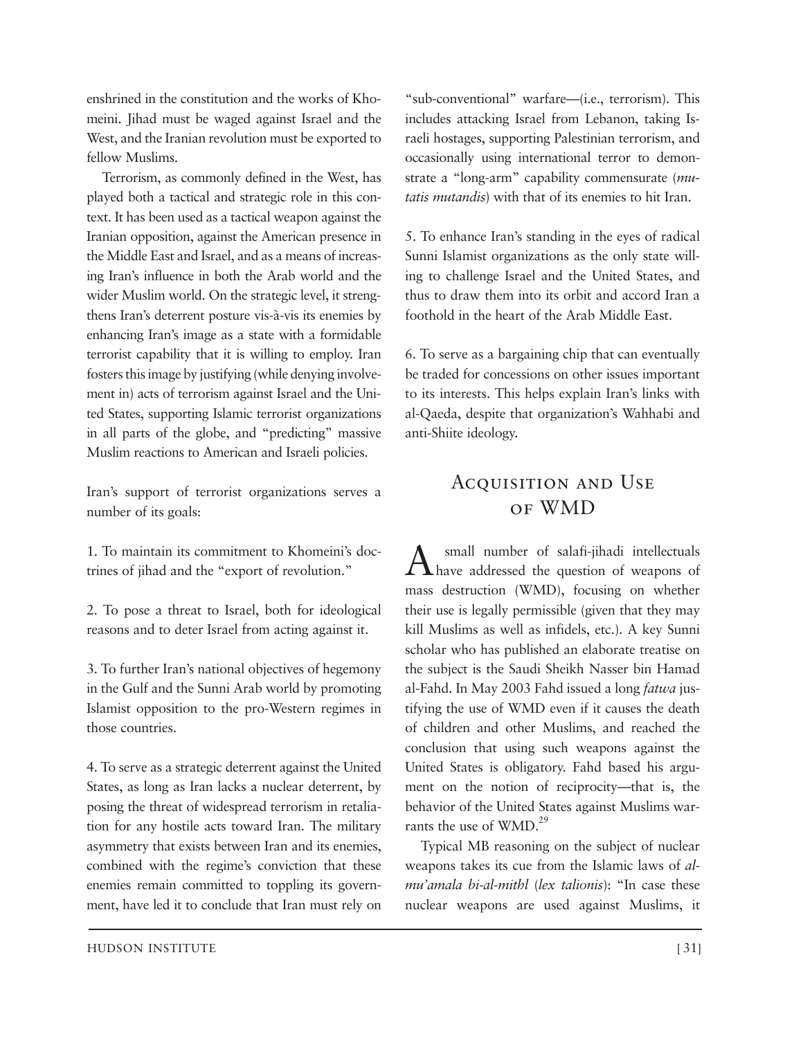enshrined in the constitution and the works of Khomeini. Jihad must be waged against Israel and the West, and the Iranian revolution must be exported to fellow Muslims.

Terrorism, as commonly defined in the West, has played both a tactical and strategic role in this context. It has been used as a tactical weapon against the Iranian opposition, against the American presence in the Middle East and Israel, and as a means of increasing Iran's influence in both the Arab world and the wider Muslim world. On the strategic level, it strengthens Iran's deterrent posture vis-à-vis its enemies by enhancing Iran's image as a state with a formidable terrorist capability that it is willing to employ. Iran fosters this image by justifying (while denying involvement in) acts of terrorism against Israel and the United States, supporting Islamic terrorist organizations in all parts of the globe, and "predicting" massive Muslim reactions to American and Israeli policies.

Iran's support of terrorist organizations serves a number of its goals:

1. To maintain its commitment to Khomeini's doctrines of jihad and the "export of revolution."

2. To pose a threat to Israel, both for ideological reasons and to deter Israel from acting against it.

3. To further Iran's national objectives of hegemony in the Gulf and the Sunni Arab world by promoting Islamist opposition to the pro-Western regimes in those countries.

4. To serve as a strategic deterrent against the United States, as long as Iran lacks a nuclear deterrent, by posing the threat of widespread terrorism in retaliation for any hostile acts toward Iran. The military asymmetry that exists between Iran and its enemies, combined with the regime's conviction that these enemies remain committed to toppling its government, have led it to conclude that Iran must rely on "sub-conventional" warfare—(i.e., terrorism). This includes attacking Israel from Lebanon, taking Israeli hostages, supporting Palestinian terrorism, and occasionally using international terror to demonstrate a "long-arm" capability commensurate (*mutatis mutandis*) with that of its enemies to hit Iran.

5. To enhance Iran's standing in the eyes of radical Sunni Islamist organizations as the only state willing to challenge Israel and the United States, and thus to draw them into its orbit and accord Iran a foothold in the heart of the Arab Middle East.

6. To serve as a bargaining chip that can eventually be traded for concessions on other issues important to its interests. This helps explain Iran's links with al-Qaeda, despite that organization's Wahhabi and anti-Shiite ideology.

## Acquisition and Use of WMD

A small number of salafi-jihadi intellectuals have addressed the question of weapons of mass destruction (WMD), focusing on whether their use is legally permissible (given that they may kill Muslims as well as infidels, etc.). A key Sunni scholar who has published an elaborate treatise on the subject is the Saudi Sheikh Nasser bin Hamad al-Fahd. In May 2003 Fahd issued a long *fatwa* justifying the use of WMD even if it causes the death of children and other Muslims, and reached the conclusion that using such weapons against the United States is obligatory. Fahd based his argument on the notion of reciprocity—that is, the behavior of the United States against Muslims warrants the use of WMD.[29]

Typical MB reasoning on the subject of nuclear weapons takes its cue from the Islamic laws of *al-mu'amala bi-al-mithl* (*lex talionis*): "In case these nuclear weapons are used against Muslims, it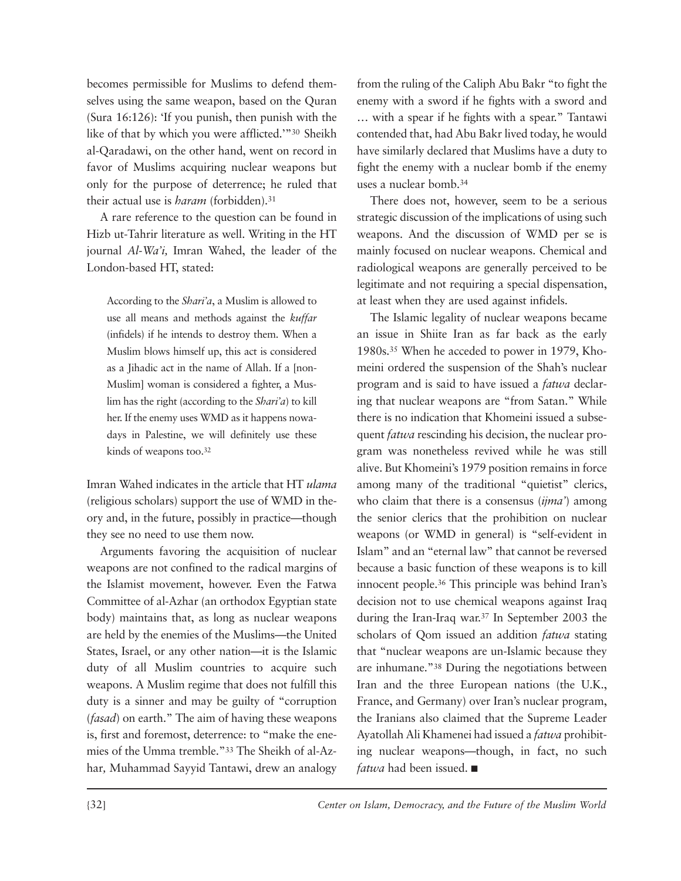becomes permissible for Muslims to defend themselves using the same weapon, based on the Quran (Sura 16:126): 'If you punish, then punish with the like of that by which you were afflicted.'"[30] Sheikh al-Qaradawi, on the other hand, went on record in favor of Muslims acquiring nuclear weapons but only for the purpose of deterrence; he ruled that their actual use is *haram* (forbidden).[31]

A rare reference to the question can be found in Hizb ut-Tahrir literature as well. Writing in the HT journal *Al-Wa'i,* Imran Wahed, the leader of the London-based HT, stated:

> According to the *Shari'a*, a Muslim is allowed to use all means and methods against the *kuffar* (infidels) if he intends to destroy them. When a Muslim blows himself up, this act is considered as a Jihadic act in the name of Allah. If a [non-Muslim] woman is considered a fighter, a Muslim has the right (according to the *Shari'a*) to kill her. If the enemy uses WMD as it happens nowadays in Palestine, we will definitely use these kinds of weapons too.[32]

Imran Wahed indicates in the article that HT *ulama* (religious scholars) support the use of WMD in theory and, in the future, possibly in practice—though they see no need to use them now.

Arguments favoring the acquisition of nuclear weapons are not confined to the radical margins of the Islamist movement, however. Even the Fatwa Committee of al-Azhar (an orthodox Egyptian state body) maintains that, as long as nuclear weapons are held by the enemies of the Muslims—the United States, Israel, or any other nation—it is the Islamic duty of all Muslim countries to acquire such weapons. A Muslim regime that does not fulfill this duty is a sinner and may be guilty of "corruption (*fasad*) on earth." The aim of having these weapons is, first and foremost, deterrence: to "make the enemies of the Umma tremble."[33] The Sheikh of al-Azhar, Muhammad Sayyid Tantawi, drew an analogy from the ruling of the Caliph Abu Bakr "to fight the enemy with a sword if he fights with a sword and … with a spear if he fights with a spear." Tantawi contended that, had Abu Bakr lived today, he would have similarly declared that Muslims have a duty to fight the enemy with a nuclear bomb if the enemy uses a nuclear bomb.[34]

There does not, however, seem to be a serious strategic discussion of the implications of using such weapons. And the discussion of WMD per se is mainly focused on nuclear weapons. Chemical and radiological weapons are generally perceived to be legitimate and not requiring a special dispensation, at least when they are used against infidels.

The Islamic legality of nuclear weapons became an issue in Shiite Iran as far back as the early 1980s.[35] When he acceded to power in 1979, Khomeini ordered the suspension of the Shah's nuclear program and is said to have issued a *fatwa* declaring that nuclear weapons are "from Satan." While there is no indication that Khomeini issued a subsequent *fatwa* rescinding his decision, the nuclear program was nonetheless revived while he was still alive. But Khomeini's 1979 position remains in force among many of the traditional "quietist" clerics, who claim that there is a consensus (*ijma'*) among the senior clerics that the prohibition on nuclear weapons (or WMD in general) is "self-evident in Islam" and an "eternal law" that cannot be reversed because a basic function of these weapons is to kill innocent people.[36] This principle was behind Iran's decision not to use chemical weapons against Iraq during the Iran-Iraq war.[37] In September 2003 the scholars of Qom issued an addition *fatwa* stating that "nuclear weapons are un-Islamic because they are inhumane."[38] During the negotiations between Iran and the three European nations (the U.K., France, and Germany) over Iran's nuclear program, the Iranians also claimed that the Supreme Leader Ayatollah Ali Khamenei had issued a *fatwa* prohibiting nuclear weapons—though, in fact, no such *fatwa* had been issued. ■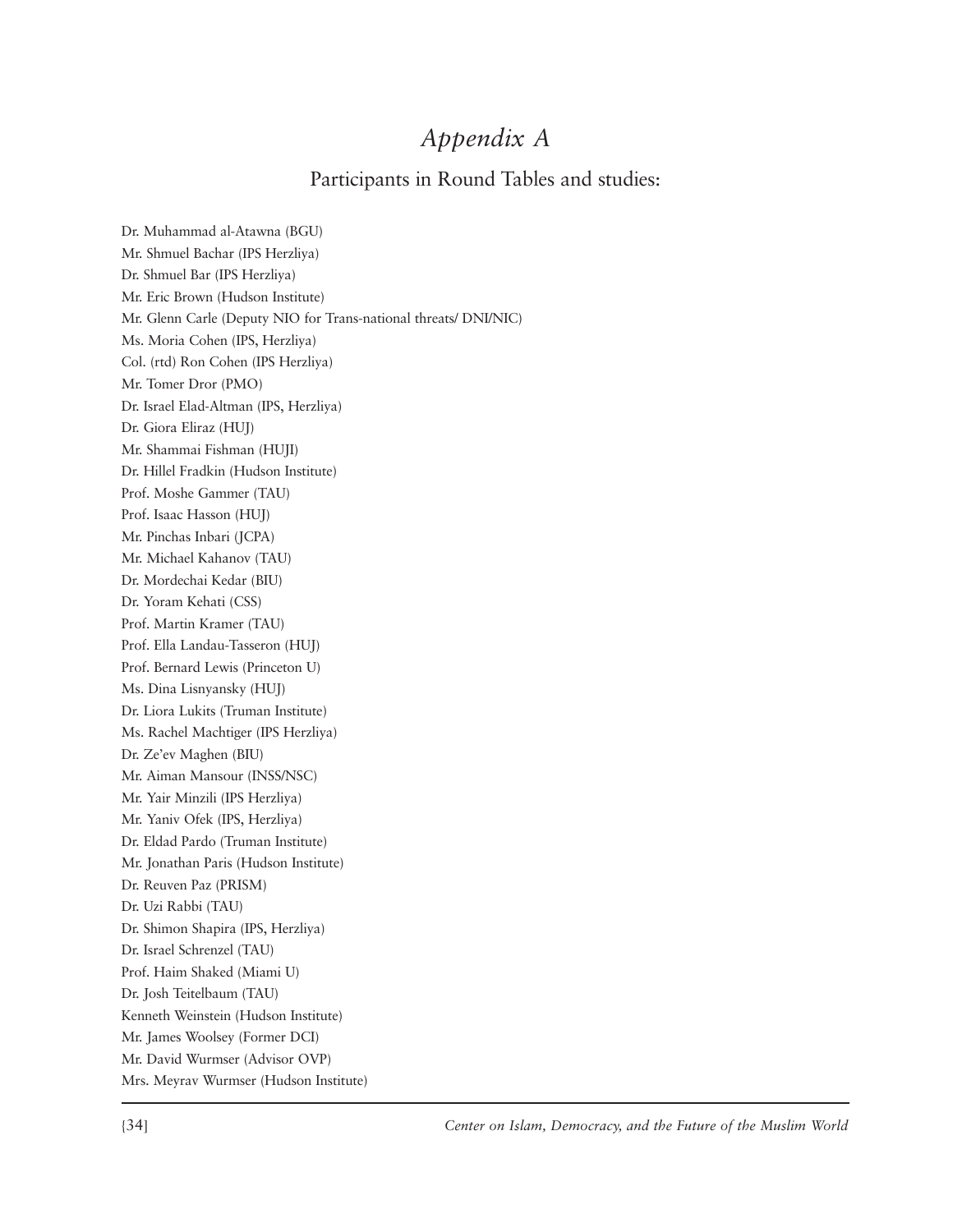# *Appendix A*

## Participants in Round Tables and studies:

Dr. Muhammad al-Atawna (BGU)  
Mr. Shmuel Bachar (IPS Herzliya)  
Dr. Shmuel Bar (IPS Herzliya)  
Mr. Eric Brown (Hudson Institute)  
Mr. Glenn Carle (Deputy NIO for Trans-national threats/ DNI/NIC)  
Ms. Moria Cohen (IPS, Herzliya)  
Col. (rtd) Ron Cohen (IPS Herzliya)  
Mr. Tomer Dror (PMO)  
Dr. Israel Elad-Altman (IPS, Herzliya)  
Dr. Giora Eliraz (HUJ)  
Mr. Shammai Fishman (HUJI)  
Dr. Hillel Fradkin (Hudson Institute)  
Prof. Moshe Gammer (TAU)  
Prof. Isaac Hasson (HUJ)  
Mr. Pinchas Inbari (JCPA)  
Mr. Michael Kahanov (TAU)  
Dr. Mordechai Kedar (BIU)  
Dr. Yoram Kehati (CSS)  
Prof. Martin Kramer (TAU)  
Prof. Ella Landau-Tasseron (HUJ)  
Prof. Bernard Lewis (Princeton U)  
Ms. Dina Lisnyansky (HUJ)  
Dr. Liora Lukits (Truman Institute)  
Ms. Rachel Machtiger (IPS Herzliya)  
Dr. Ze'ev Maghen (BIU)  
Mr. Aiman Mansour (INSS/NSC)  
Mr. Yair Minzili (IPS Herzliya)  
Mr. Yaniv Ofek (IPS, Herzliya)  
Dr. Eldad Pardo (Truman Institute)  
Mr. Jonathan Paris (Hudson Institute)  
Dr. Reuven Paz (PRISM)  
Dr. Uzi Rabbi (TAU)  
Dr. Shimon Shapira (IPS, Herzliya)  
Dr. Israel Schrenzel (TAU)  
Prof. Haim Shaked (Miami U)  
Dr. Josh Teitelbaum (TAU)  
Kenneth Weinstein (Hudson Institute)  
Mr. James Woolsey (Former DCI)  
Mr. David Wurmser (Advisor OVP)  
Mrs. Meyrav Wurmser (Hudson Institute)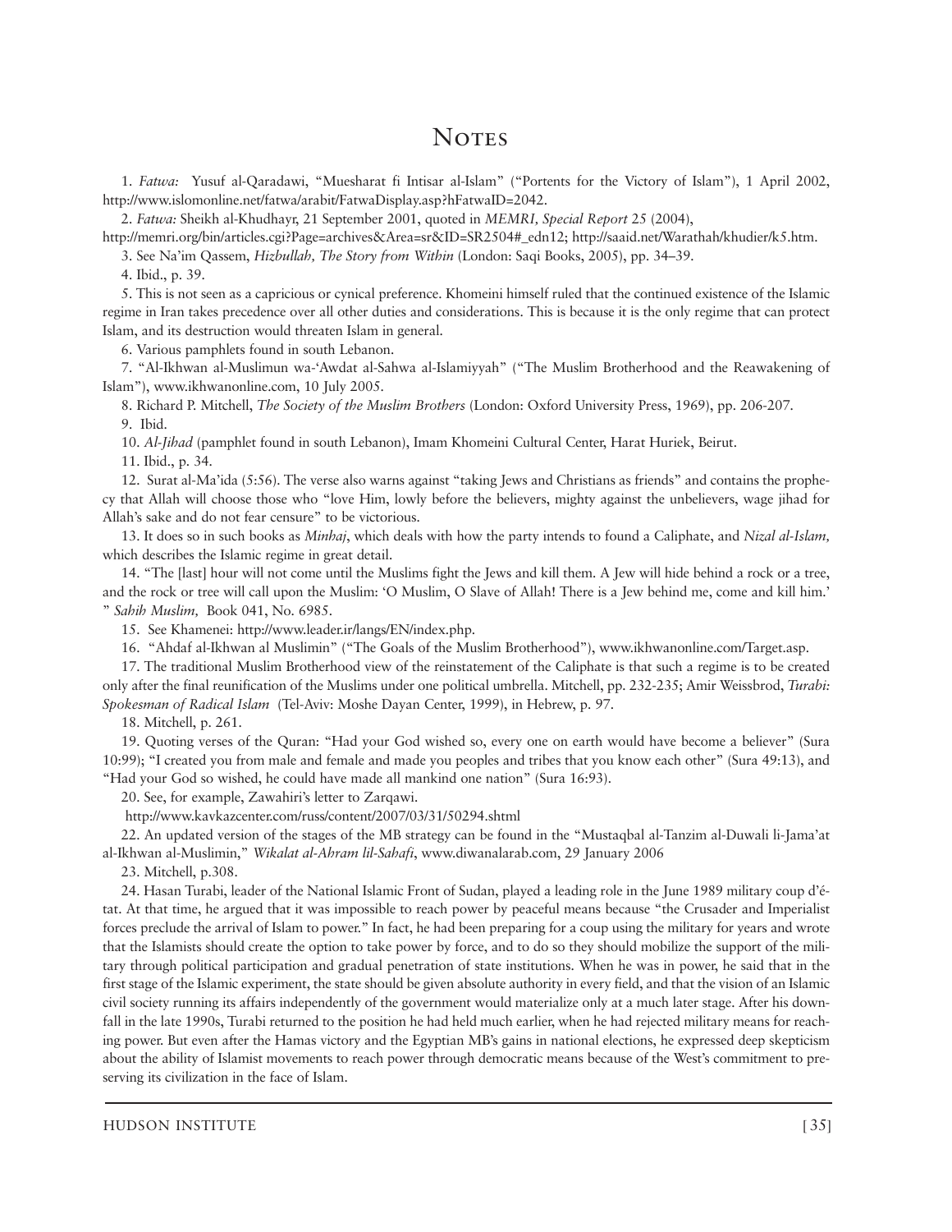# Notes

1. *Fatwa:* Yusuf al-Qaradawi, "Muesharat fi Intisar al-Islam" ("Portents for the Victory of Islam"), 1 April 2002, http://www.islomonline.net/fatwa/arabit/FatwaDisplay.asp?hFatwaID=2042.

2. *Fatwa:* Sheikh al-Khudhayr, 21 September 2001, quoted in *MEMRI, Special Report* 25 (2004), http://memri.org/bin/articles.cgi?Page=archives&Area=sr&ID=SR2504#_edn12; http://saaid.net/Warathah/khudier/k5.htm.

3. See Na'im Qassem, *Hizbullah, The Story from Within* (London: Saqi Books, 2005), pp. 34–39.

4. Ibid., p. 39.

5. This is not seen as a capricious or cynical preference. Khomeini himself ruled that the continued existence of the Islamic regime in Iran takes precedence over all other duties and considerations. This is because it is the only regime that can protect Islam, and its destruction would threaten Islam in general.

6. Various pamphlets found in south Lebanon.

7. "Al-Ikhwan al-Muslimun wa-'Awdat al-Sahwa al-Islamiyyah" ("The Muslim Brotherhood and the Reawakening of Islam"), www.ikhwanonline.com, 10 July 2005.

8. Richard P. Mitchell, *The Society of the Muslim Brothers* (London: Oxford University Press, 1969), pp. 206-207.

9. Ibid.

10. *Al-Jihad* (pamphlet found in south Lebanon), Imam Khomeini Cultural Center, Harat Huriek, Beirut.

11. Ibid., p. 34.

12. Surat al-Ma'ida (5:56). The verse also warns against "taking Jews and Christians as friends" and contains the prophecy that Allah will choose those who "love Him, lowly before the believers, mighty against the unbelievers, wage jihad for Allah's sake and do not fear censure" to be victorious.

13. It does so in such books as *Minhaj*, which deals with how the party intends to found a Caliphate, and *Nizal al-Islam,* which describes the Islamic regime in great detail.

14. "The [last] hour will not come until the Muslims fight the Jews and kill them. A Jew will hide behind a rock or a tree, and the rock or tree will call upon the Muslim: 'O Muslim, O Slave of Allah! There is a Jew behind me, come and kill him.' " *Sahih Muslim,* Book 041, No. 6985.

15. See Khamenei: http://www.leader.ir/langs/EN/index.php.

16. "Ahdaf al-Ikhwan al Muslimin" ("The Goals of the Muslim Brotherhood"), www.ikhwanonline.com/Target.asp.

17. The traditional Muslim Brotherhood view of the reinstatement of the Caliphate is that such a regime is to be created only after the final reunification of the Muslims under one political umbrella. Mitchell, pp. 232-235; Amir Weissbrod, *Turabi: Spokesman of Radical Islam* (Tel-Aviv: Moshe Dayan Center, 1999), in Hebrew, p. 97.

18. Mitchell, p. 261.

19. Quoting verses of the Quran: "Had your God wished so, every one on earth would have become a believer" (Sura 10:99); "I created you from male and female and made you peoples and tribes that you know each other" (Sura 49:13), and "Had your God so wished, he could have made all mankind one nation" (Sura 16:93).

20. See, for example, Zawahiri's letter to Zarqawi.

http://www.kavkazcenter.com/russ/content/2007/03/31/50294.shtml

22. An updated version of the stages of the MB strategy can be found in the "Mustaqbal al-Tanzim al-Duwali li-Jama'at al-Ikhwan al-Muslimin," *Wikalat al-Ahram lil-Sahafi*, www.diwanalarab.com, 29 January 2006

23. Mitchell, p.308.

24. Hasan Turabi, leader of the National Islamic Front of Sudan, played a leading role in the June 1989 military coup d'état. At that time, he argued that it was impossible to reach power by peaceful means because "the Crusader and Imperialist forces preclude the arrival of Islam to power." In fact, he had been preparing for a coup using the military for years and wrote that the Islamists should create the option to take power by force, and to do so they should mobilize the support of the military through political participation and gradual penetration of state institutions. When he was in power, he said that in the first stage of the Islamic experiment, the state should be given absolute authority in every field, and that the vision of an Islamic civil society running its affairs independently of the government would materialize only at a much later stage. After his downfall in the late 1990s, Turabi returned to the position he had held much earlier, when he had rejected military means for reaching power. But even after the Hamas victory and the Egyptian MB's gains in national elections, he expressed deep skepticism about the ability of Islamist movements to reach power through democratic means because of the West's commitment to preserving its civilization in the face of Islam.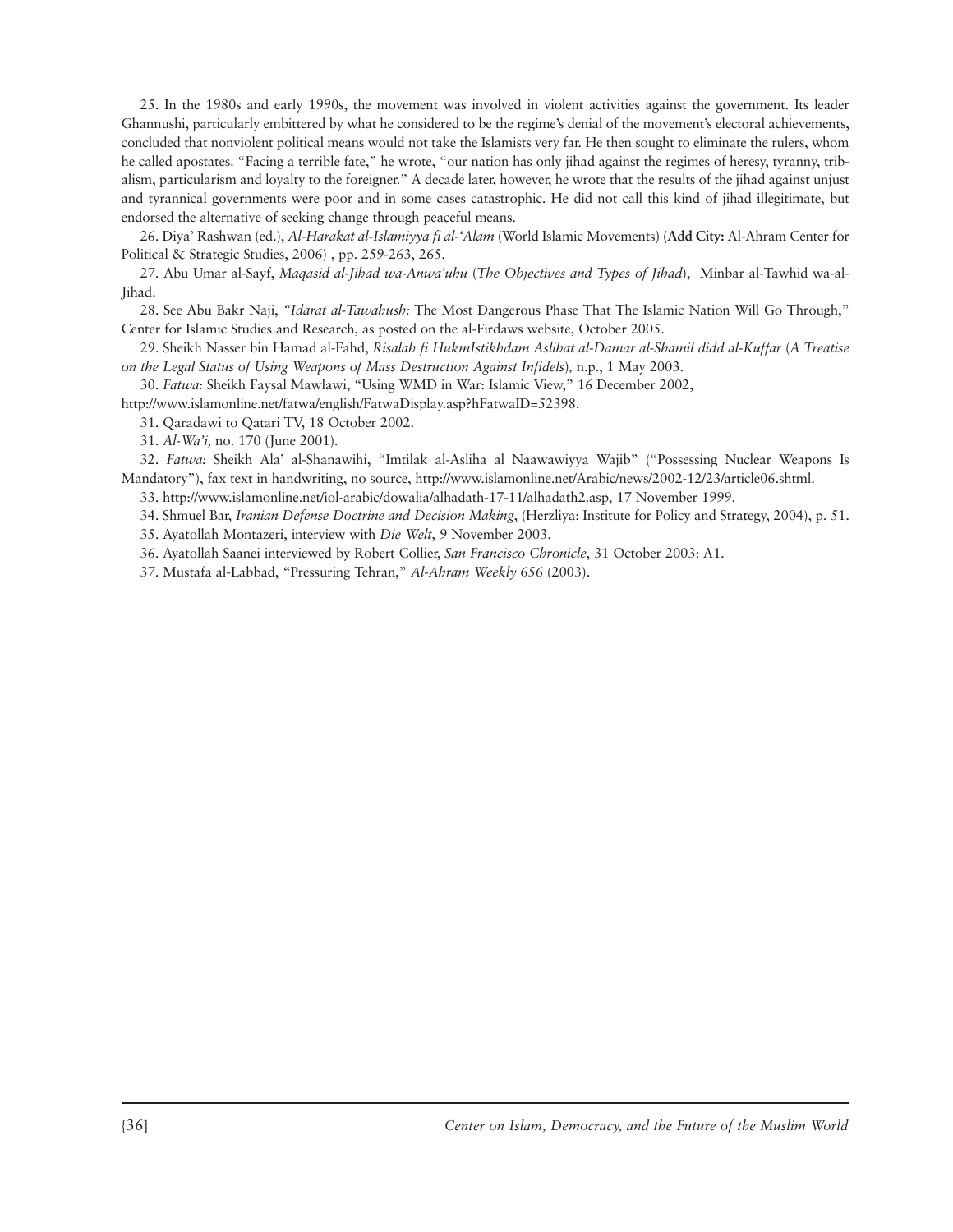25. In the 1980s and early 1990s, the movement was involved in violent activities against the government. Its leader Ghannushi, particularly embittered by what he considered to be the regime's denial of the movement's electoral achievements, concluded that nonviolent political means would not take the Islamists very far. He then sought to eliminate the rulers, whom he called apostates. "Facing a terrible fate," he wrote, "our nation has only jihad against the regimes of heresy, tyranny, tribalism, particularism and loyalty to the foreigner." A decade later, however, he wrote that the results of the jihad against unjust and tyrannical governments were poor and in some cases catastrophic. He did not call this kind of jihad illegitimate, but endorsed the alternative of seeking change through peaceful means.

26. Diya' Rashwan (ed.), *Al-Harakat al-Islamiyya fi al-'Alam* (World Islamic Movements) (**Add City:** Al-Ahram Center for Political & Strategic Studies, 2006) , pp. 259-263, 265.

27. Abu Umar al-Sayf, *Maqasid al-Jihad wa-Anwa'uhu* (*The Objectives and Types of Jihad*), Minbar al-Tawhid wa-al-Jihad.

28. See Abu Bakr Naji, "*Idarat al-Tawahush:* The Most Dangerous Phase That The Islamic Nation Will Go Through," Center for Islamic Studies and Research, as posted on the al-Firdaws website, October 2005.

29. Sheikh Nasser bin Hamad al-Fahd, *Risalah fi HukmIstikhdam Aslihat al-Damar al-Shamil didd al-Kuffar* (*A Treatise on the Legal Status of Using Weapons of Mass Destruction Against Infidels*), n.p., 1 May 2003.

30. *Fatwa:* Sheikh Faysal Mawlawi, "Using WMD in War: Islamic View," 16 December 2002, http://www.islamonline.net/fatwa/english/FatwaDisplay.asp?hFatwaID=52398.

31. Qaradawi to Qatari TV, 18 October 2002.

31. *Al-Wa'i,* no. 170 (June 2001).

32. *Fatwa:* Sheikh Ala' al-Shanawihi, "Imtilak al-Asliha al Naawawiyya Wajib" ("Possessing Nuclear Weapons Is Mandatory"), fax text in handwriting, no source, http://www.islamonline.net/Arabic/news/2002-12/23/article06.shtml.

33. http://www.islamonline.net/iol-arabic/dowalia/alhadath-17-11/alhadath2.asp, 17 November 1999.

34. Shmuel Bar, *Iranian Defense Doctrine and Decision Making*, (Herzliya: Institute for Policy and Strategy, 2004), p. 51.

35. Ayatollah Montazeri, interview with *Die Welt*, 9 November 2003.

36. Ayatollah Saanei interviewed by Robert Collier, *San Francisco Chronicle*, 31 October 2003: A1.

37. Mustafa al-Labbad, "Pressuring Tehran," *Al-Ahram Weekly* 656 (2003).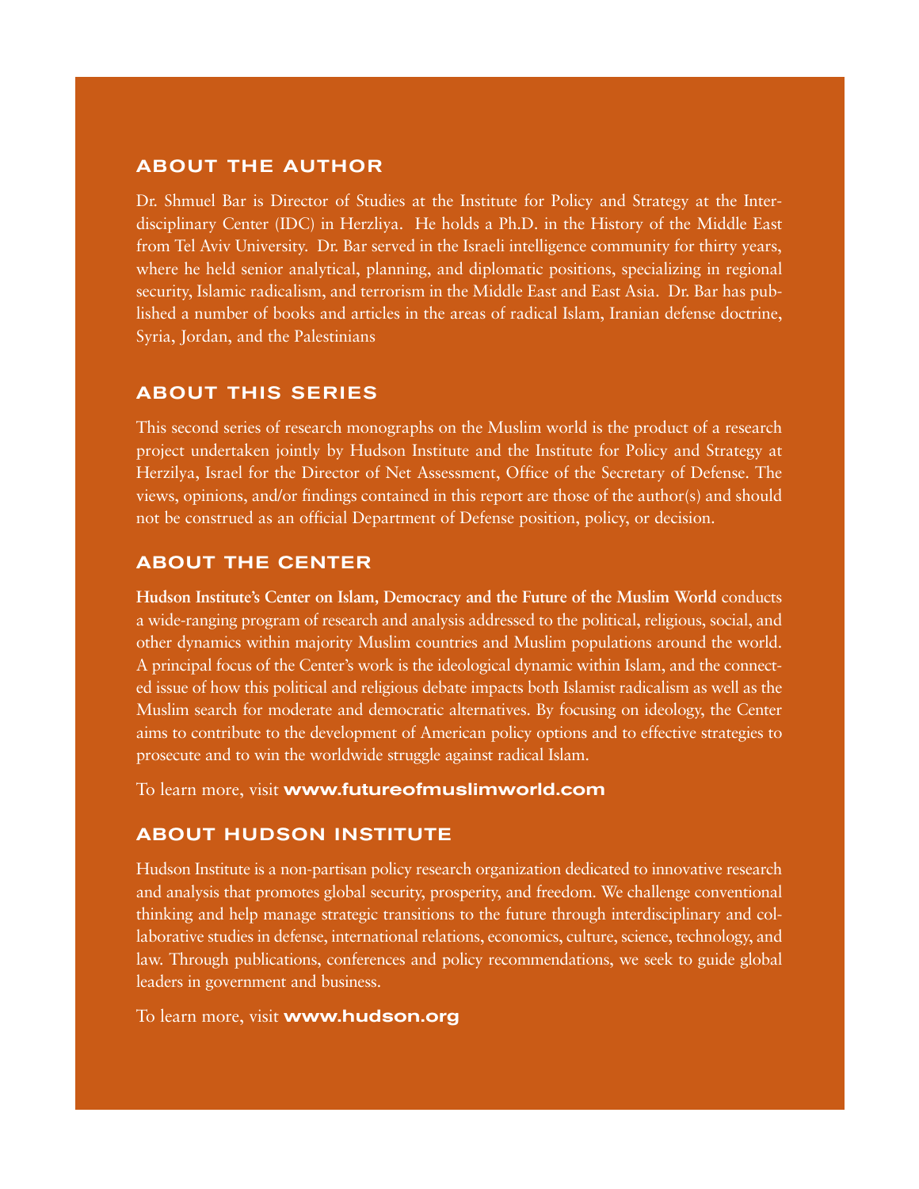## ABOUT THE AUTHOR

Dr. Shmuel Bar is Director of Studies at the Institute for Policy and Strategy at the Interdisciplinary Center (IDC) in Herzliya. He holds a Ph.D. in the History of the Middle East from Tel Aviv University. Dr. Bar served in the Israeli intelligence community for thirty years, where he held senior analytical, planning, and diplomatic positions, specializing in regional security, Islamic radicalism, and terrorism in the Middle East and East Asia. Dr. Bar has published a number of books and articles in the areas of radical Islam, Iranian defense doctrine, Syria, Jordan, and the Palestinians

## ABOUT THIS SERIES

This second series of research monographs on the Muslim world is the product of a research project undertaken jointly by Hudson Institute and the Institute for Policy and Strategy at Herzilya, Israel for the Director of Net Assessment, Office of the Secretary of Defense. The views, opinions, and/or findings contained in this report are those of the author(s) and should not be construed as an official Department of Defense position, policy, or decision.

## ABOUT THE CENTER

**Hudson Institute's Center on Islam, Democracy and the Future of the Muslim World** conducts a wide-ranging program of research and analysis addressed to the political, religious, social, and other dynamics within majority Muslim countries and Muslim populations around the world. A principal focus of the Center's work is the ideological dynamic within Islam, and the connected issue of how this political and religious debate impacts both Islamist radicalism as well as the Muslim search for moderate and democratic alternatives. By focusing on ideology, the Center aims to contribute to the development of American policy options and to effective strategies to prosecute and to win the worldwide struggle against radical Islam.

To learn more, visit **www.futureofmuslimworld.com**

## ABOUT HUDSON INSTITUTE

Hudson Institute is a non-partisan policy research organization dedicated to innovative research and analysis that promotes global security, prosperity, and freedom. We challenge conventional thinking and help manage strategic transitions to the future through interdisciplinary and collaborative studies in defense, international relations, economics, culture, science, technology, and law. Through publications, conferences and policy recommendations, we seek to guide global leaders in government and business.

To learn more, visit **www.hudson.org**